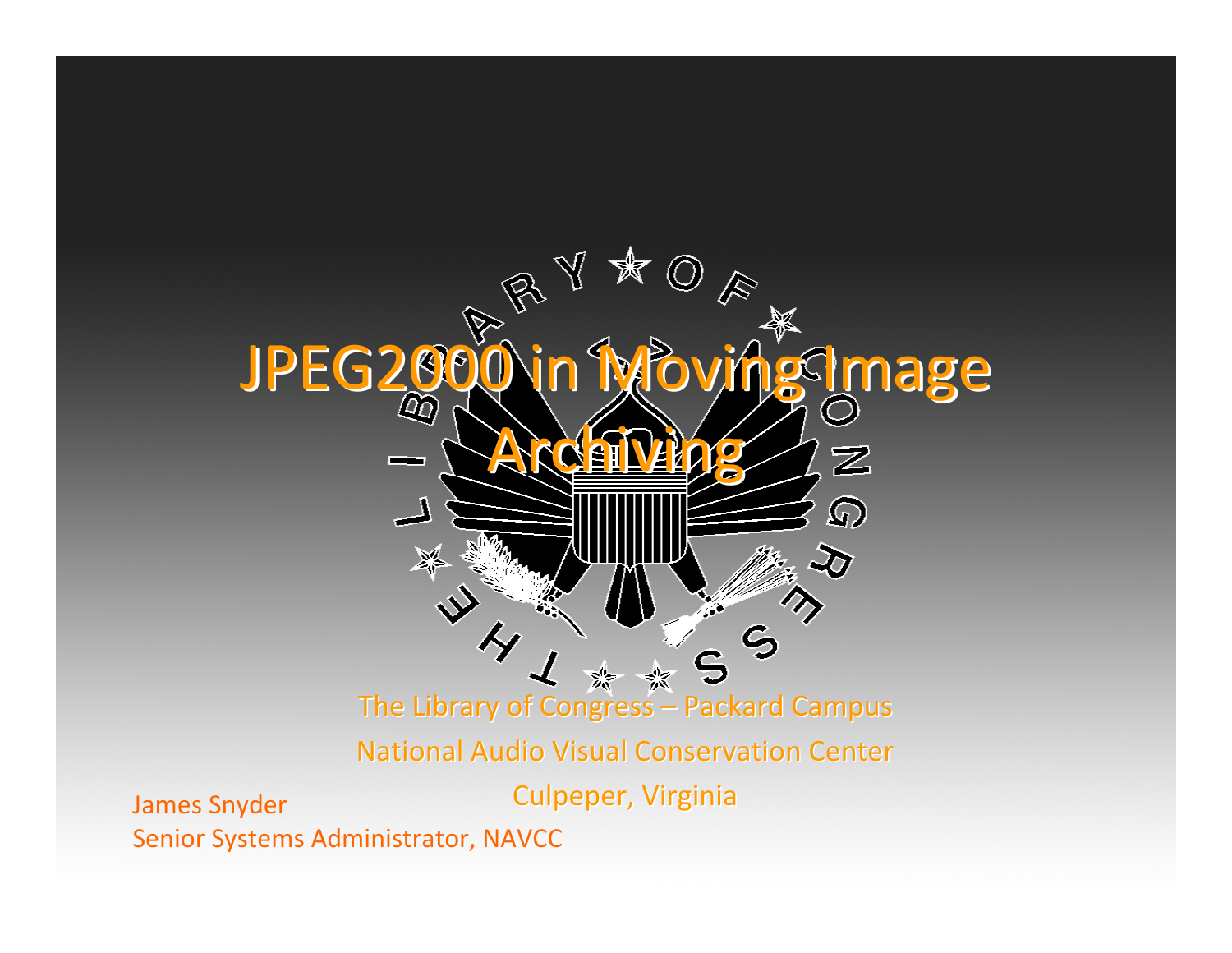# JPEG2000 in Moving Image Archiving

The Library of Congress – Packard Campus

National Audio Visual Conservation Center

Culpeper, Virginia

James Snyder

Senior Systems Administrator, NAVCC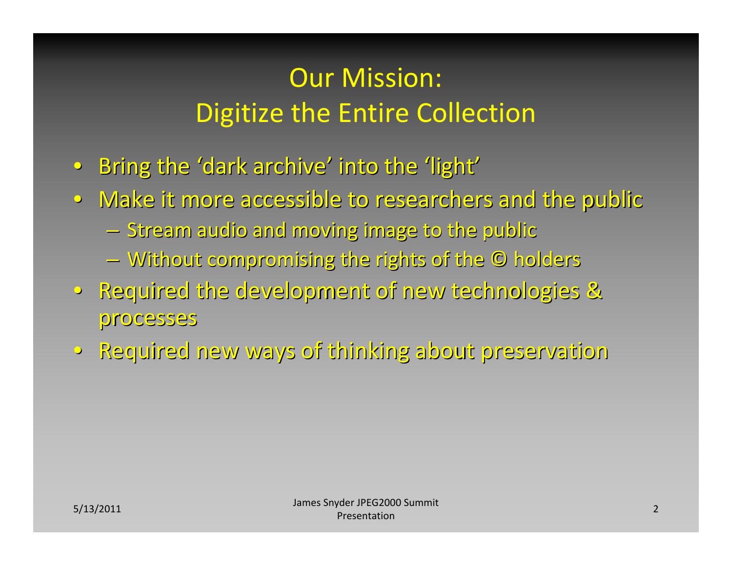# Our Mission:
# Digitize the Entire Collection

- Bring the 'dark archive' into the 'light'
- Make it more accessible to researchers and the public
  - Stream audio and moving image to the public
  - Without compromising the rights of the © holders
- Required the development of new technologies & processes
- Required new ways of thinking about preservation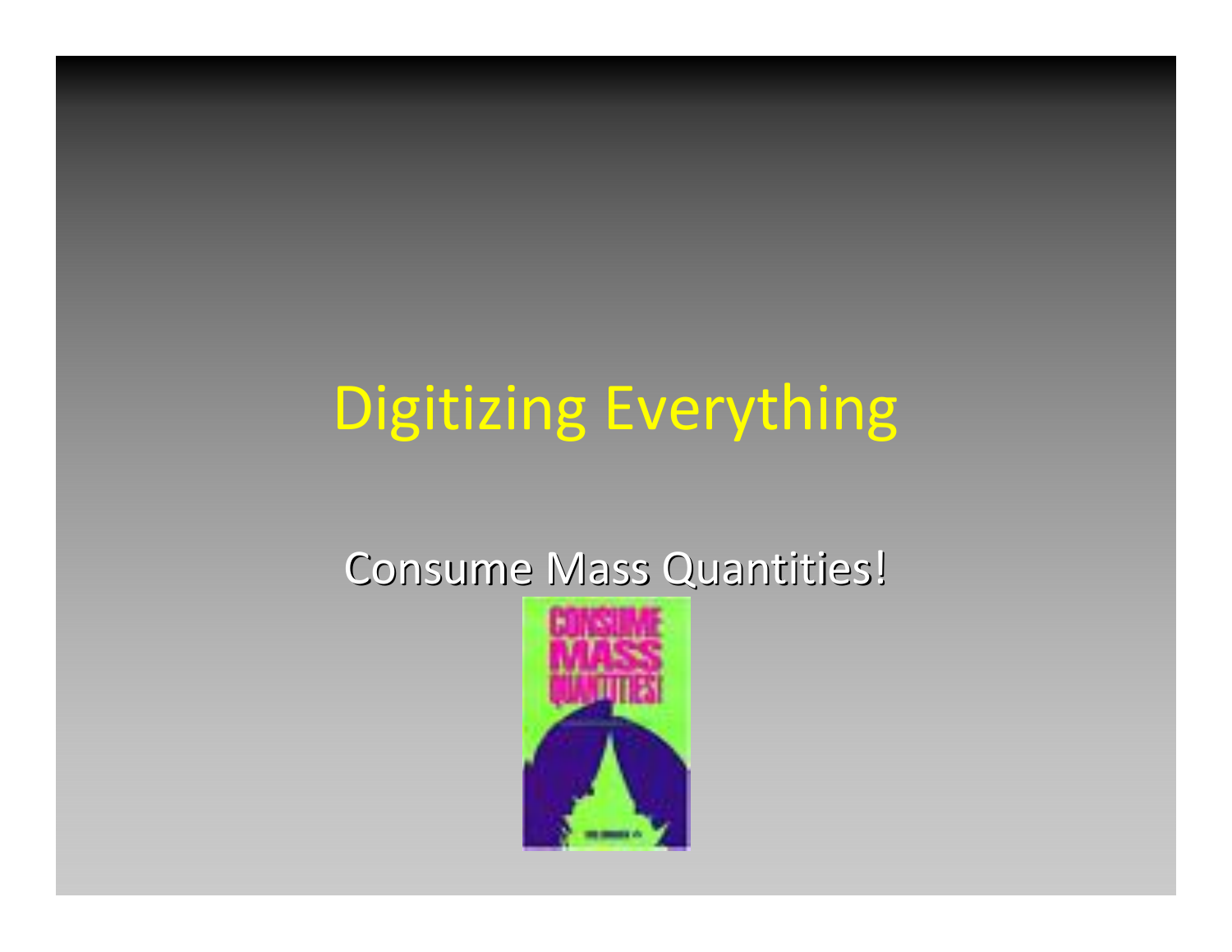# Digitizing Everything

Consume Mass Quantities!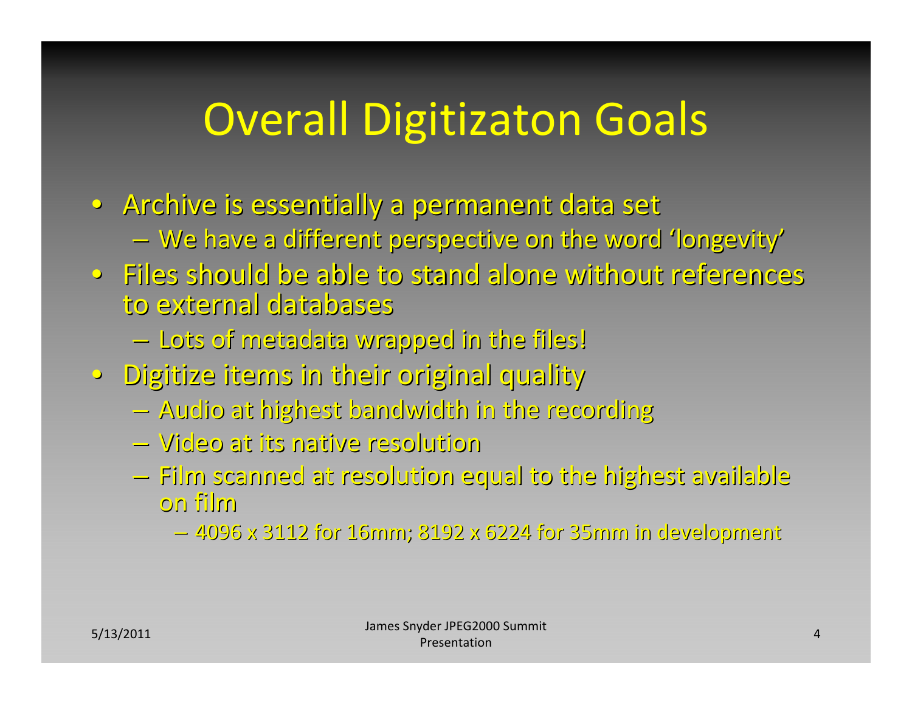# Overall Digitizaton Goals

- Archive is essentially a permanent data set
  - We have a different perspective on the word 'longevity'
- Files should be able to stand alone without references to external databases
  - Lots of metadata wrapped in the files!
- Digitize items in their original quality
  - Audio at highest bandwidth in the recording
  - Video at its native resolution
  - Film scanned at resolution equal to the highest available on film
    - 4096 x 3112 for 16mm; 8192 x 6224 for 35mm in development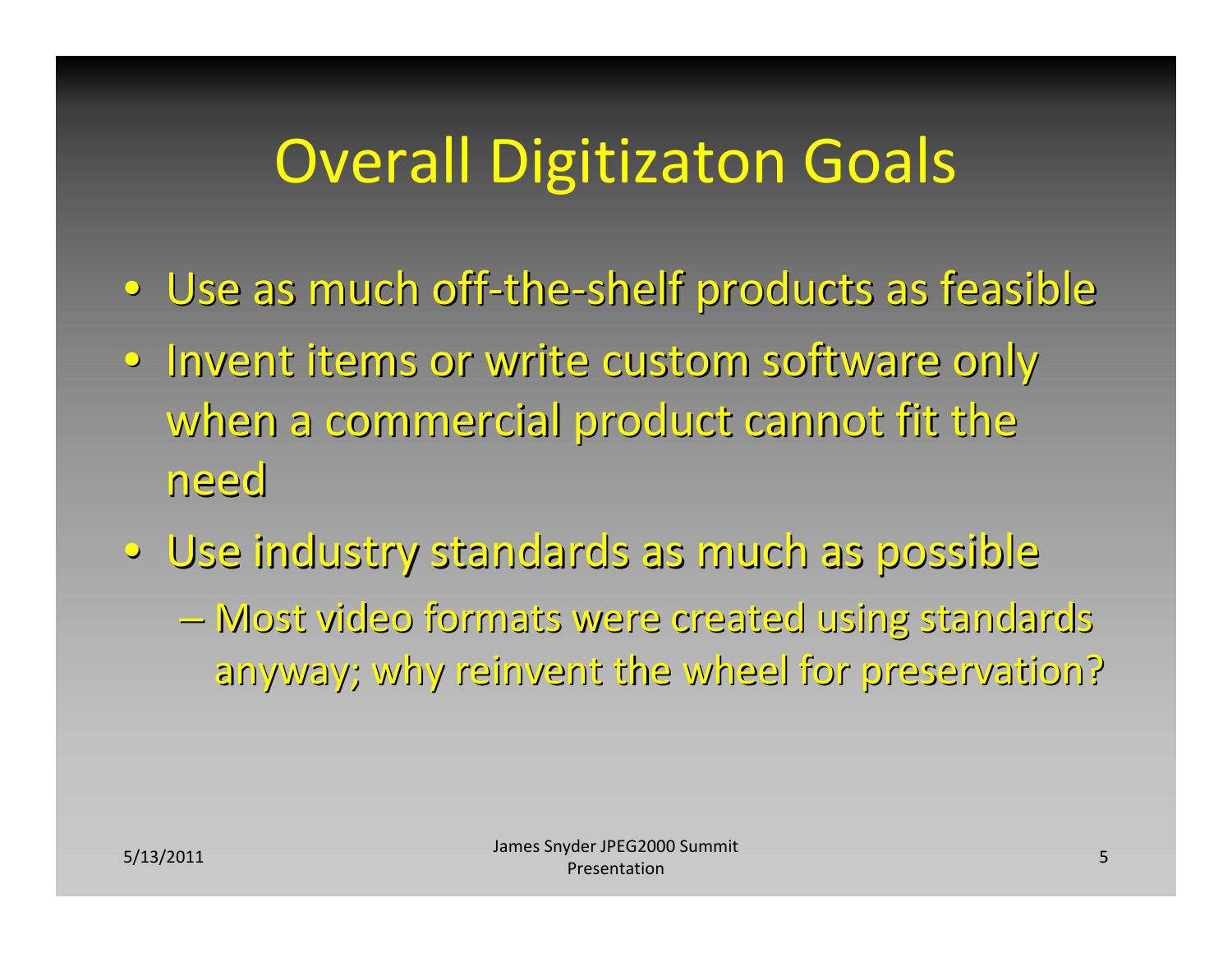# Overall Digitizaton Goals

- Use as much off-the-shelf products as feasible
- Invent items or write custom software only when a commercial product cannot fit the need
- Use industry standards as much as possible
  - Most video formats were created using standards anyway; why reinvent the wheel for preservation?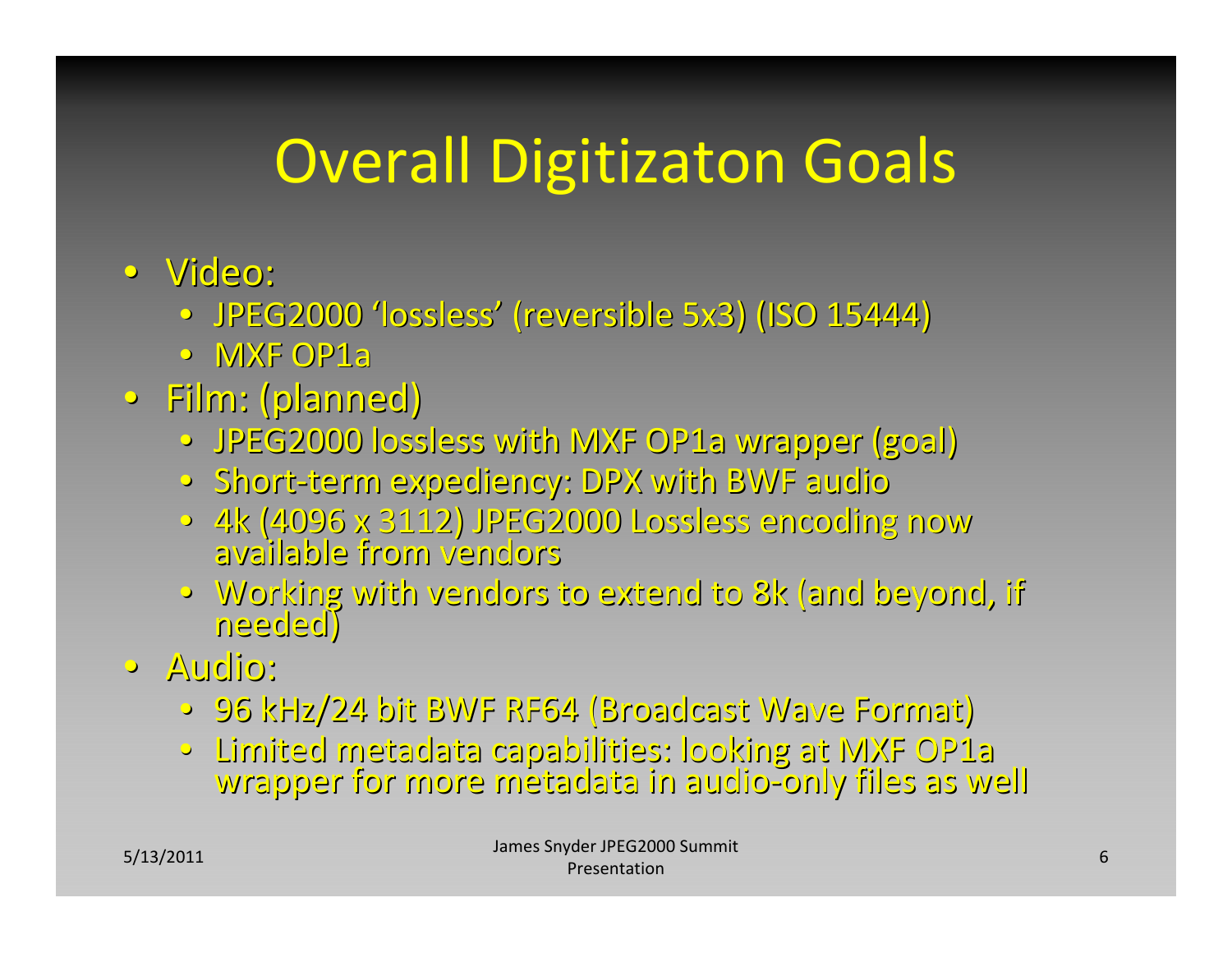# Overall Digitizaton Goals

- Video:
  - JPEG2000 'lossless' (reversible 5x3) (ISO 15444)
  - MXF OP1a
- Film: (planned)
  - JPEG2000 lossless with MXF OP1a wrapper (goal)
  - Short-term expediency: DPX with BWF audio
  - 4k (4096 x 3112) JPEG2000 Lossless encoding now available from vendors
  - Working with vendors to extend to 8k (and beyond, if needed)
- Audio:
  - 96 kHz/24 bit BWF RF64 (Broadcast Wave Format)
  - Limited metadata capabilities: looking at MXF OP1a wrapper for more metadata in audio-only files as well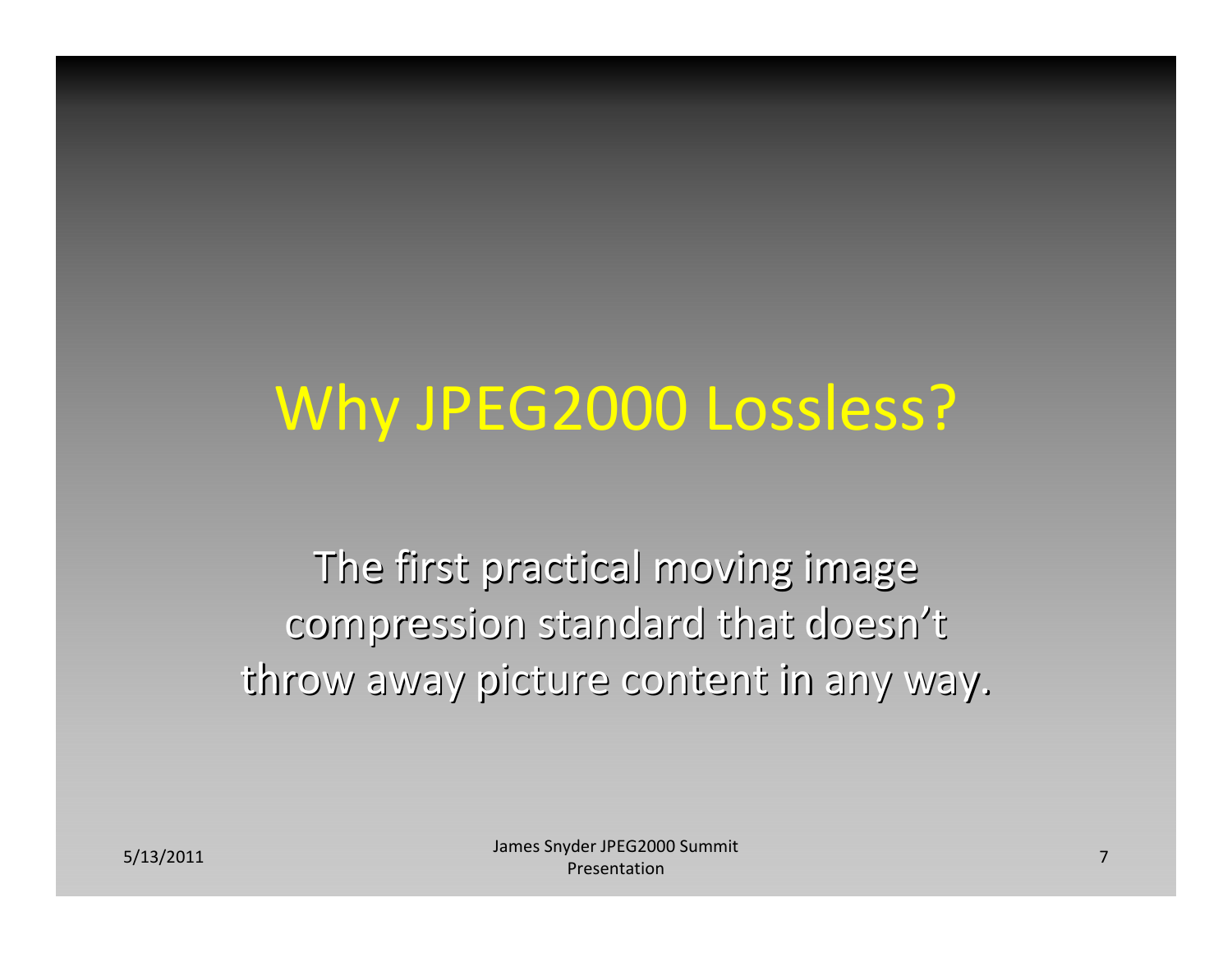# Why JPEG2000 Lossless?

The first practical moving image compression standard that doesn't throw away picture content in any way.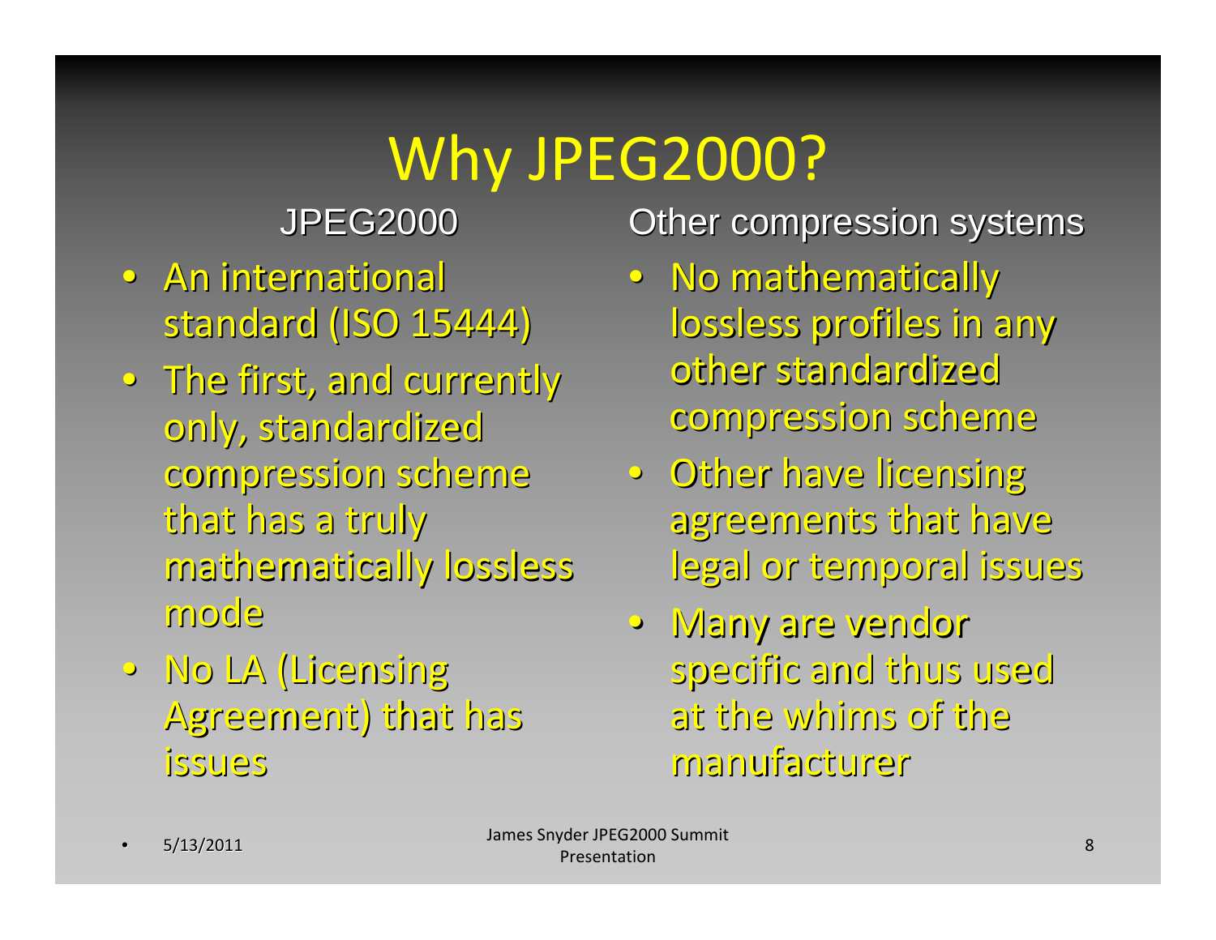# Why JPEG2000?

### JPEG2000

- An international standard (ISO 15444)
- The first, and currently only, standardized compression scheme that has a truly mathematically lossless mode
- No LA (Licensing Agreement) that has issues

### Other compression systems

- No mathematically lossless profiles in any other standardized compression scheme
- Other have licensing agreements that have legal or temporal issues
- Many are vendor specific and thus used at the whims of the manufacturer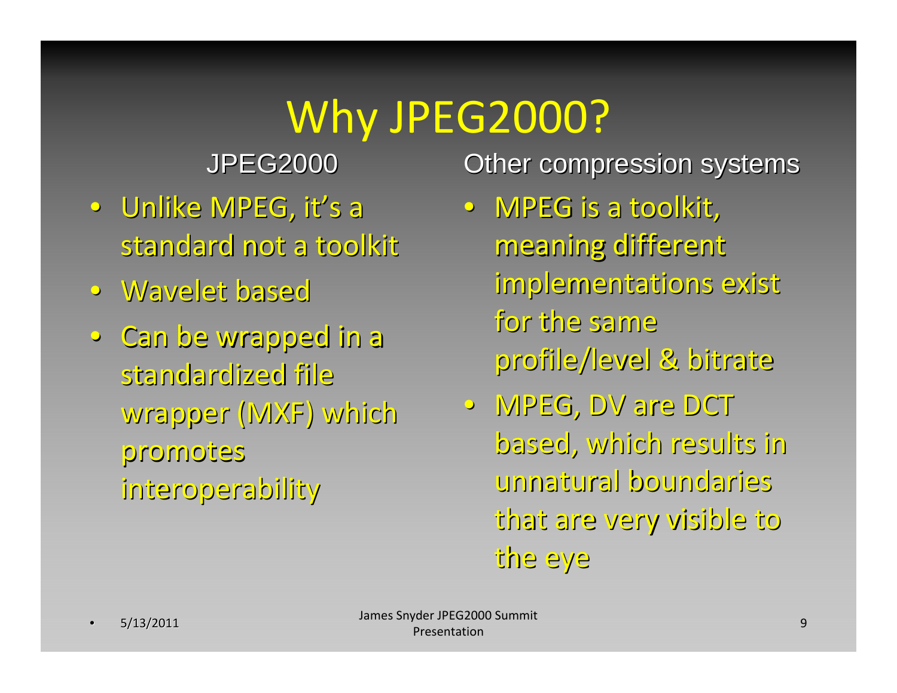# Why JPEG2000?

## JPEG2000

- Unlike MPEG, it's a standard not a toolkit
- Wavelet based
- Can be wrapped in a standardized file wrapper (MXF) which promotes interoperability

## Other compression systems

- MPEG is a toolkit, meaning different implementations exist for the same profile/level & bitrate
- MPEG, DV are DCT based, which results in unnatural boundaries that are very visible to the eye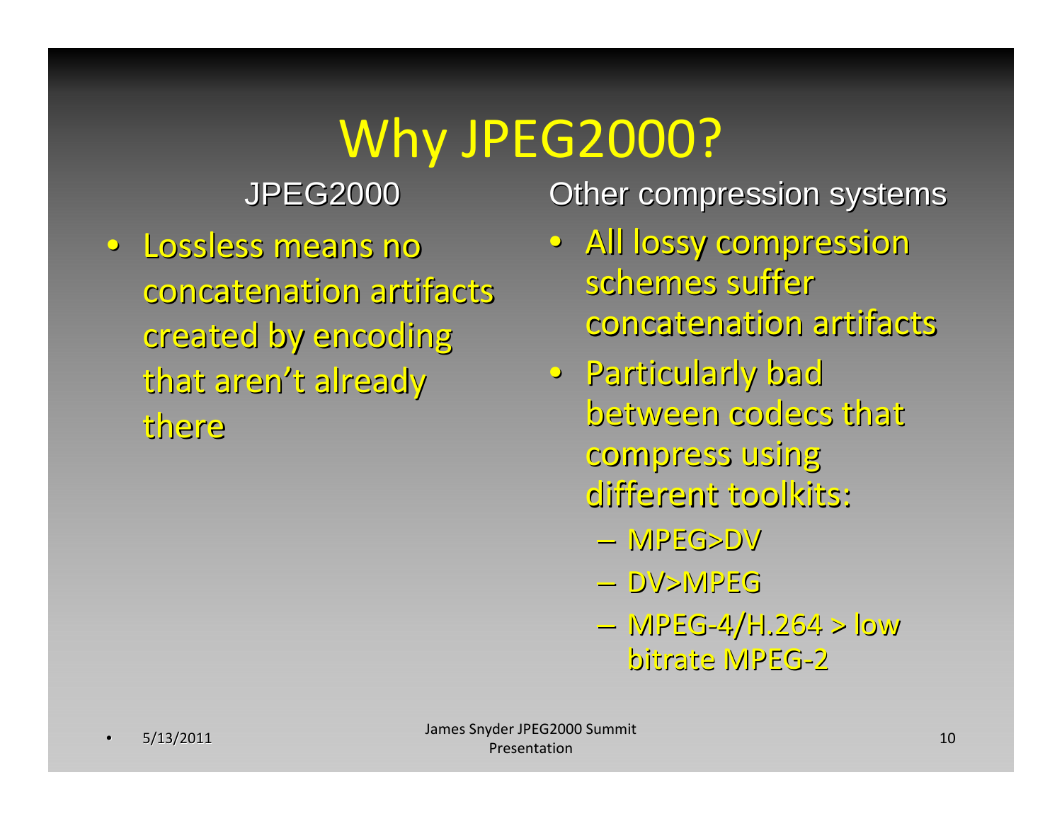# Why JPEG2000?

## JPEG2000

- Lossless means no concatenation artifacts created by encoding that aren't already there

## Other compression systems

- All lossy compression schemes suffer concatenation artifacts
- Particularly bad between codecs that compress using different toolkits:
  - MPEG>DV
  - DV>MPEG
  - MPEG-4/H.264 > low bitrate MPEG-2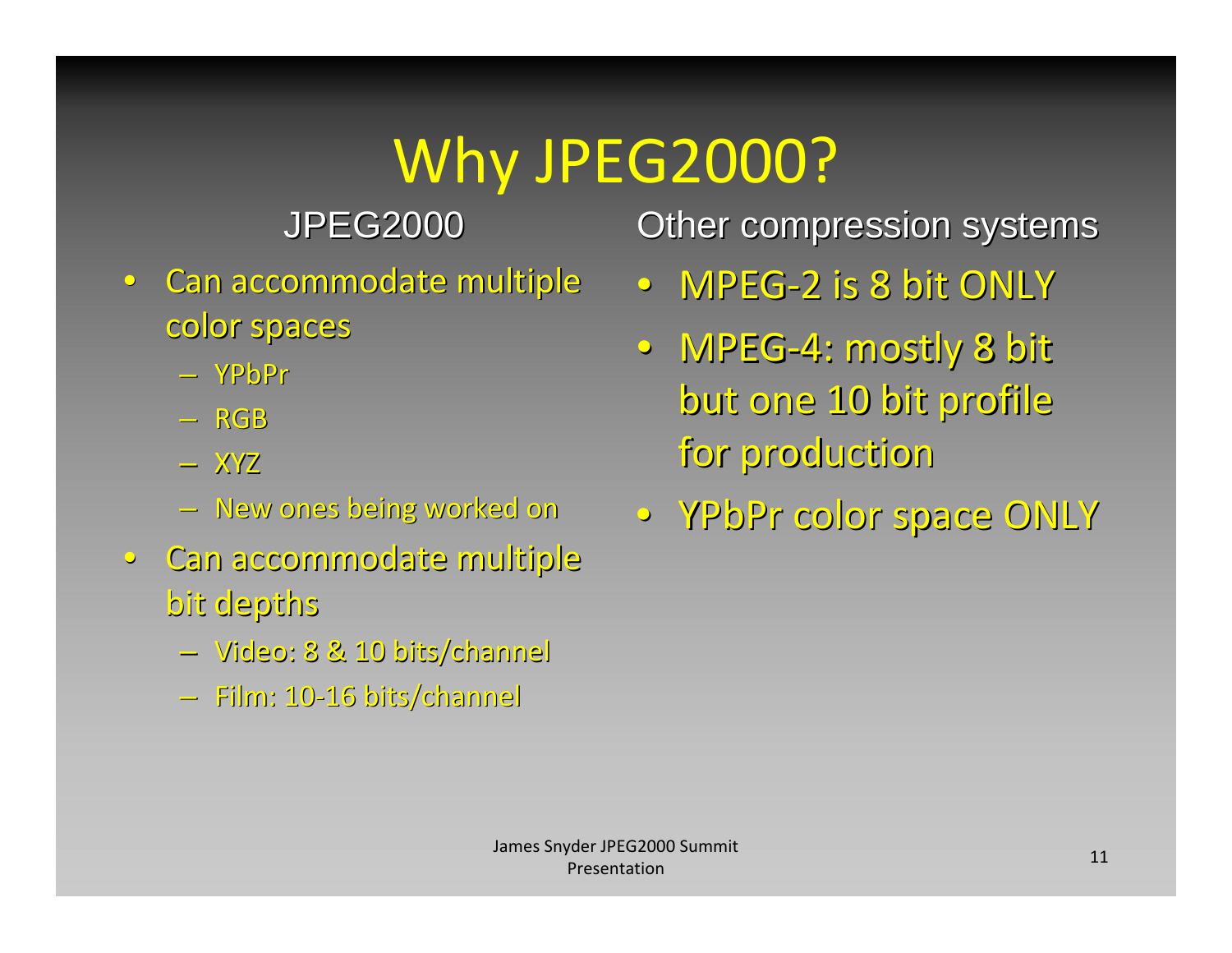# Why JPEG2000?

## JPEG2000

- Can accommodate multiple color spaces
  - YPbPr
  - RGB
  - XYZ
  - New ones being worked on
- Can accommodate multiple bit depths
  - Video: 8 & 10 bits/channel
  - Film: 10-16 bits/channel

## Other compression systems

- MPEG-2 is 8 bit ONLY
- MPEG-4: mostly 8 bit but one 10 bit profile for production
- YPbPr color space ONLY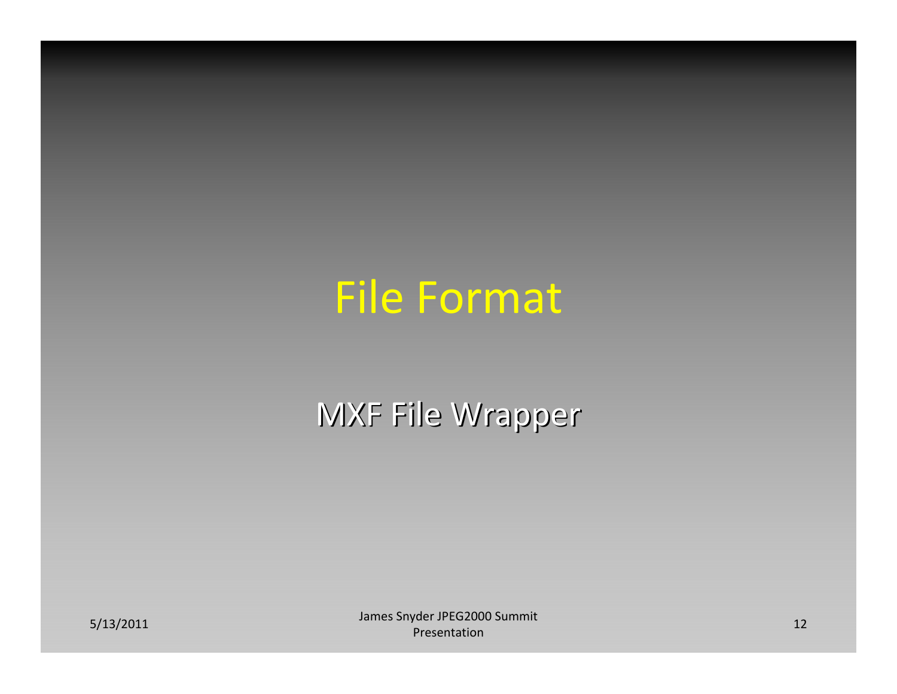# File Format

MXF File Wrapper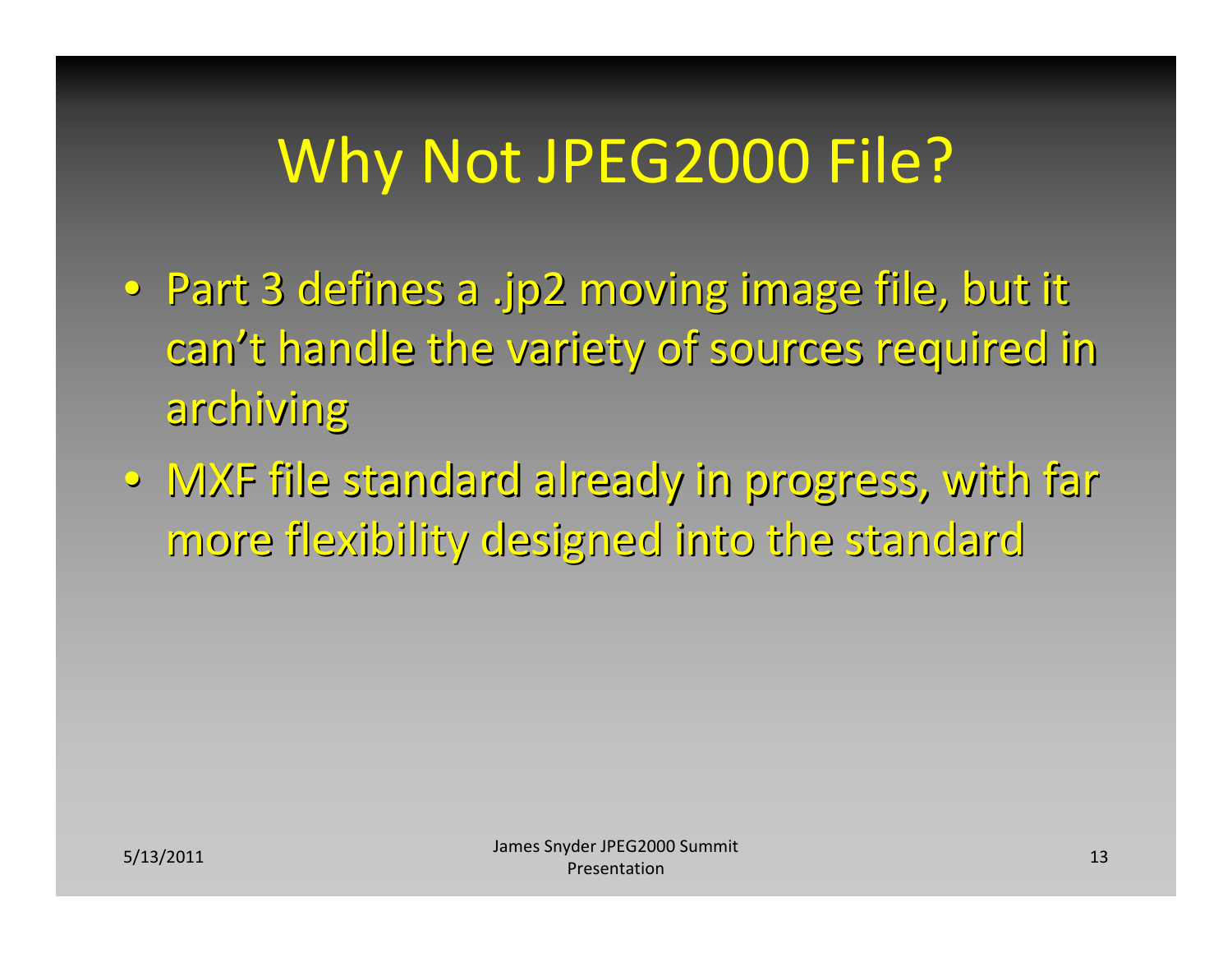# Why Not JPEG2000 File?

- Part 3 defines a .jp2 moving image file, but it can't handle the variety of sources required in archiving
- MXF file standard already in progress, with far more flexibility designed into the standard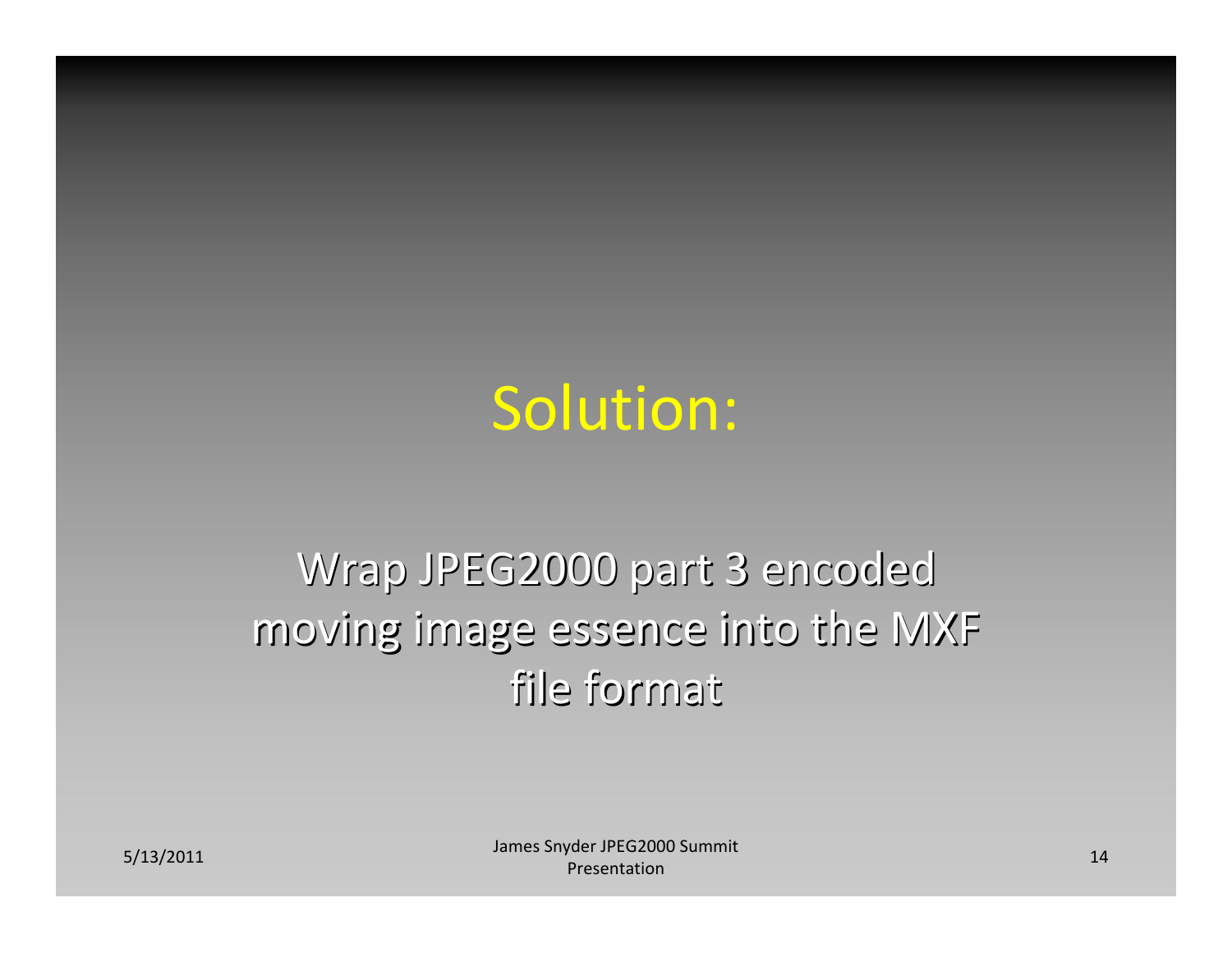# Solution:

Wrap JPEG2000 part 3 encoded moving image essence into the MXF file format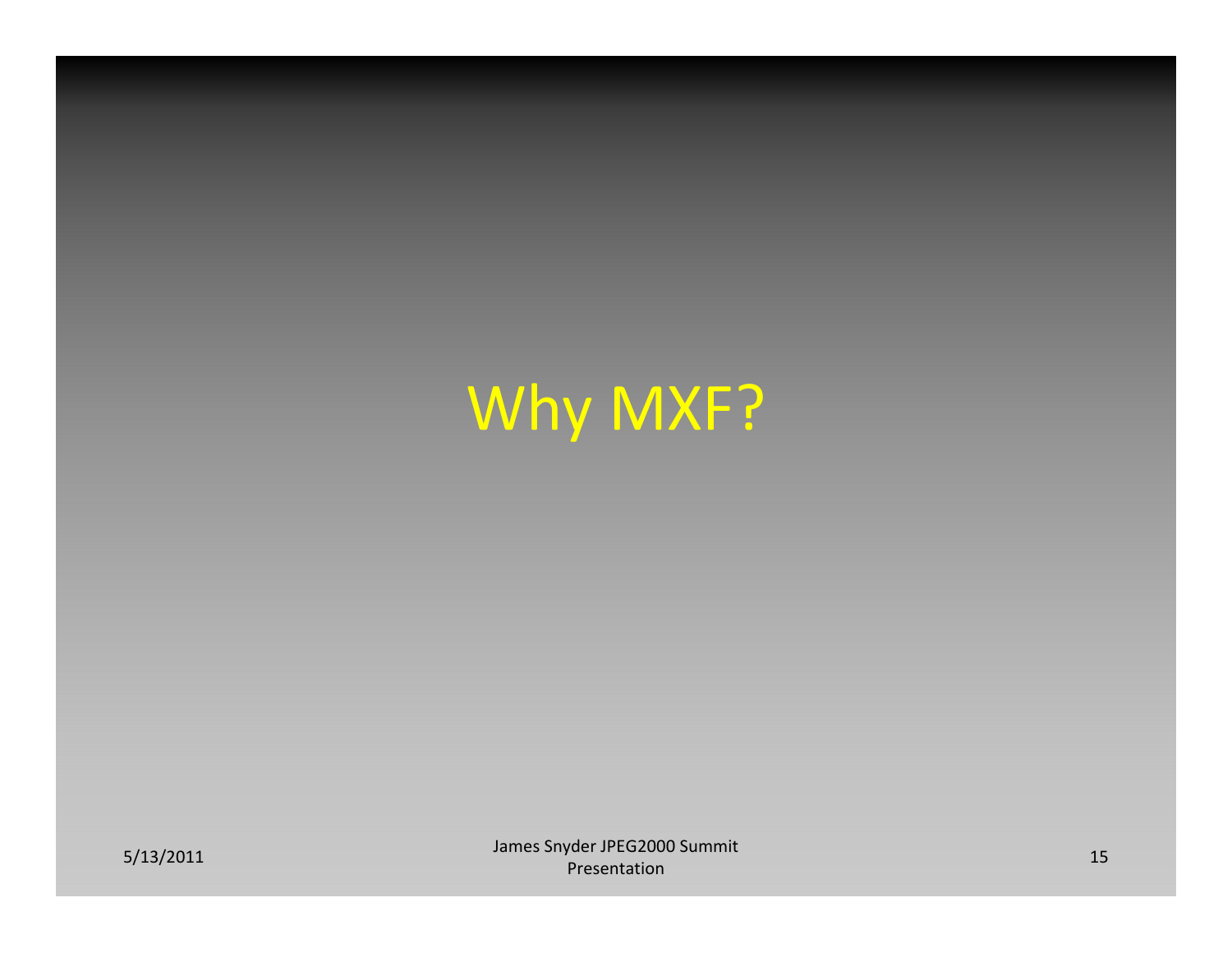# Why MXF?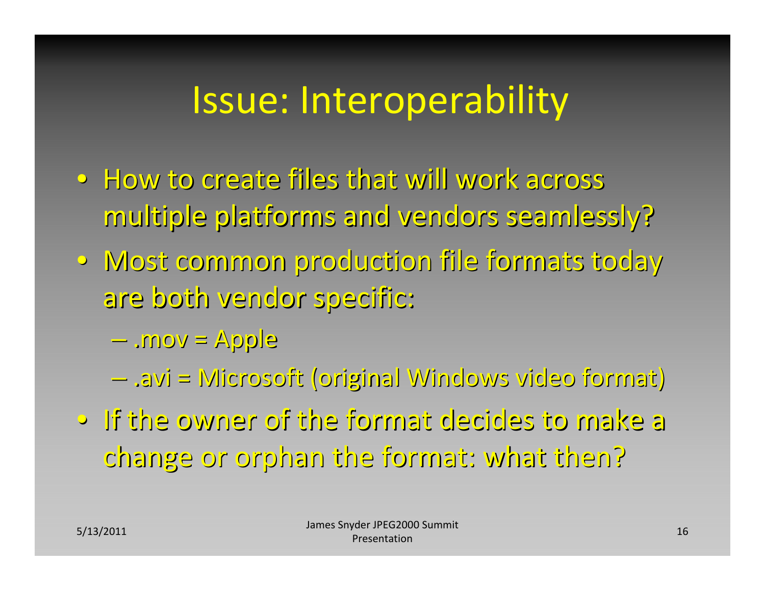# Issue: Interoperability

- How to create files that will work across multiple platforms and vendors seamlessly?
- Most common production file formats today are both vendor specific:
  - .mov = Apple
  - .avi = Microsoft (original Windows video format)
- If the owner of the format decides to make a change or orphan the format: what then?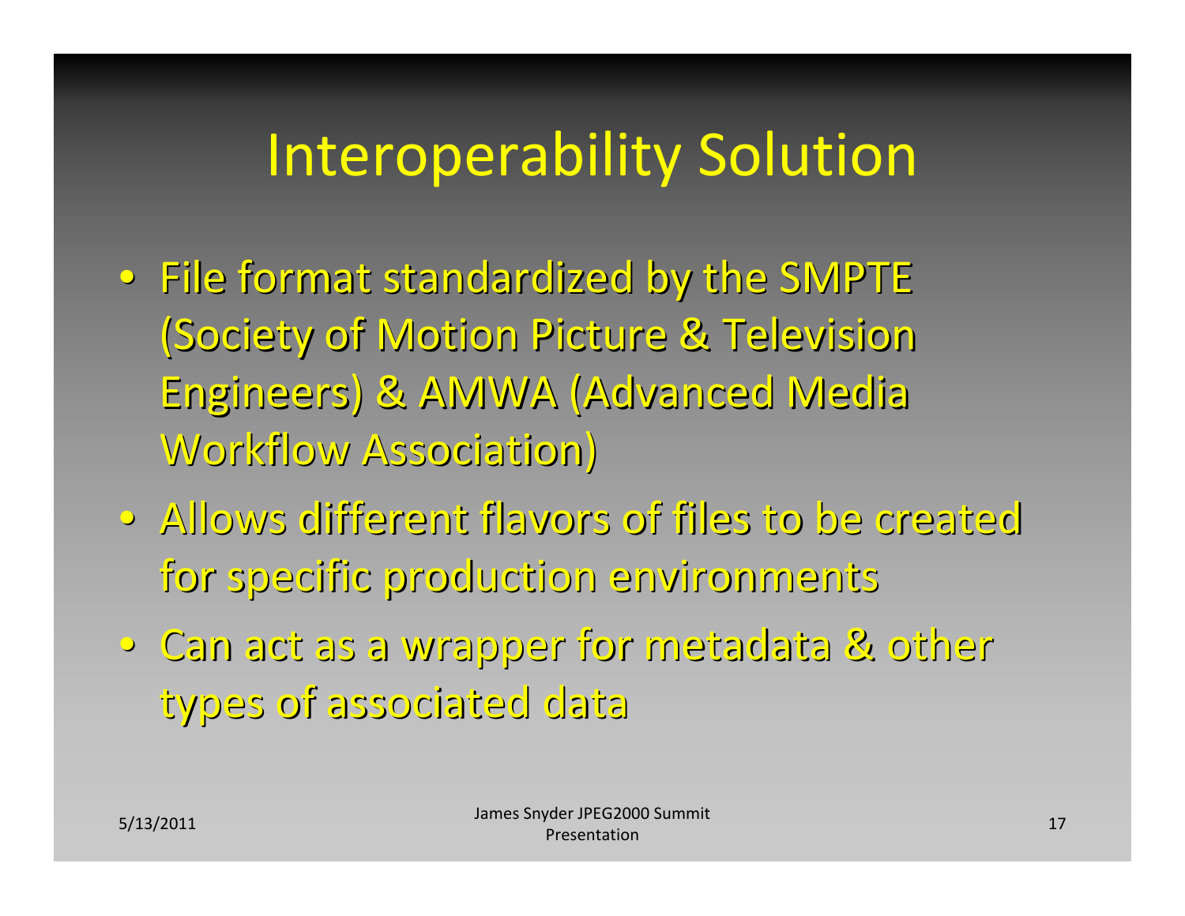# Interoperability Solution

- File format standardized by the SMPTE (Society of Motion Picture & Television Engineers) & AMWA (Advanced Media Workflow Association)
- Allows different flavors of files to be created for specific production environments
- Can act as a wrapper for metadata & other types of associated data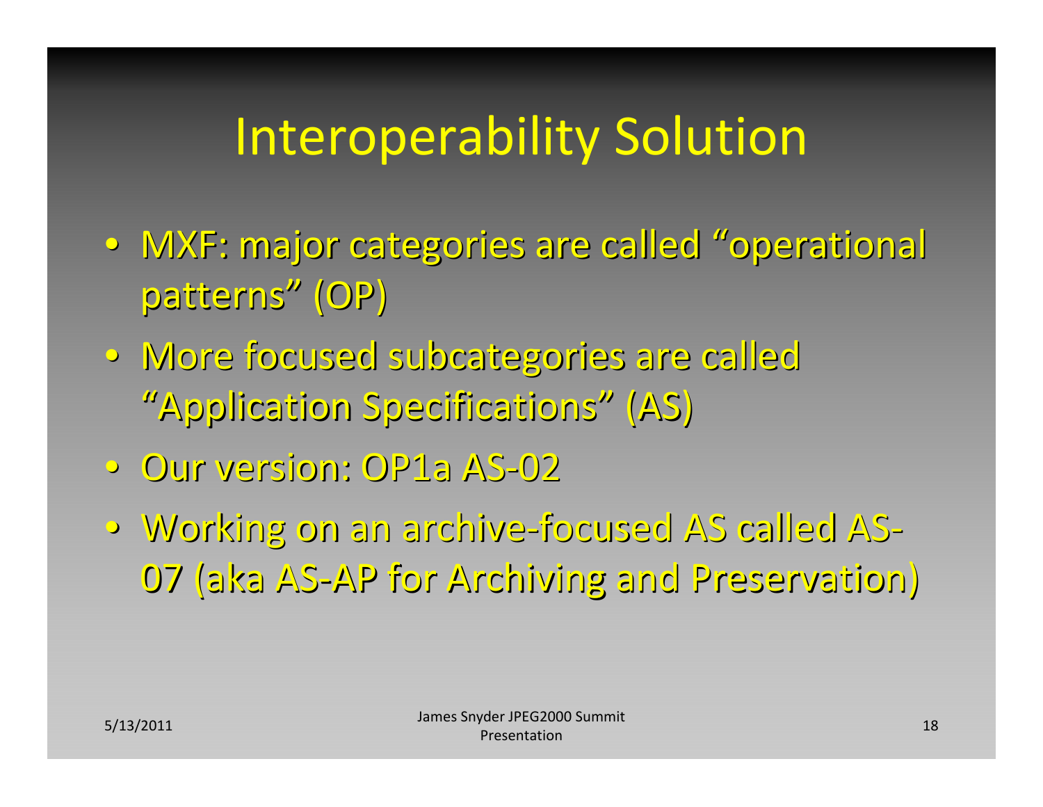# Interoperability Solution

- MXF: major categories are called “operational patterns” (OP)
- More focused subcategories are called “Application Specifications” (AS)
- Our version: OP1a AS-02
- Working on an archive-focused AS called AS-07 (aka AS-AP for Archiving and Preservation)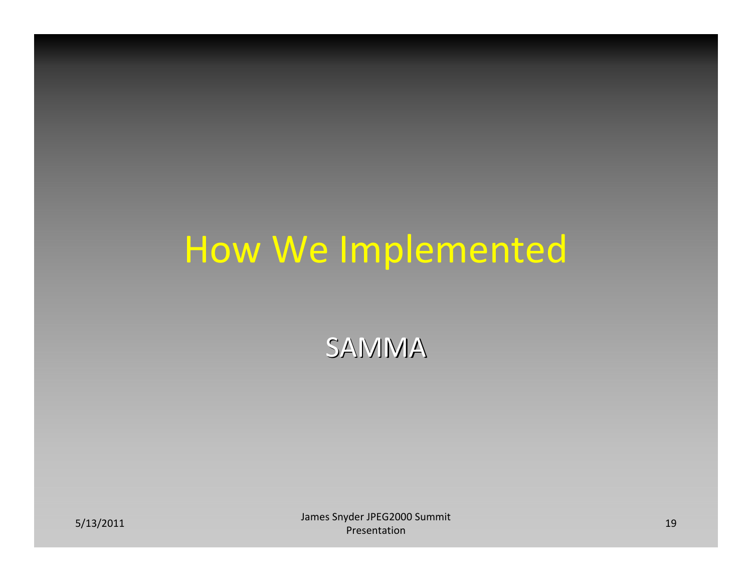# How We Implemented

SAMMA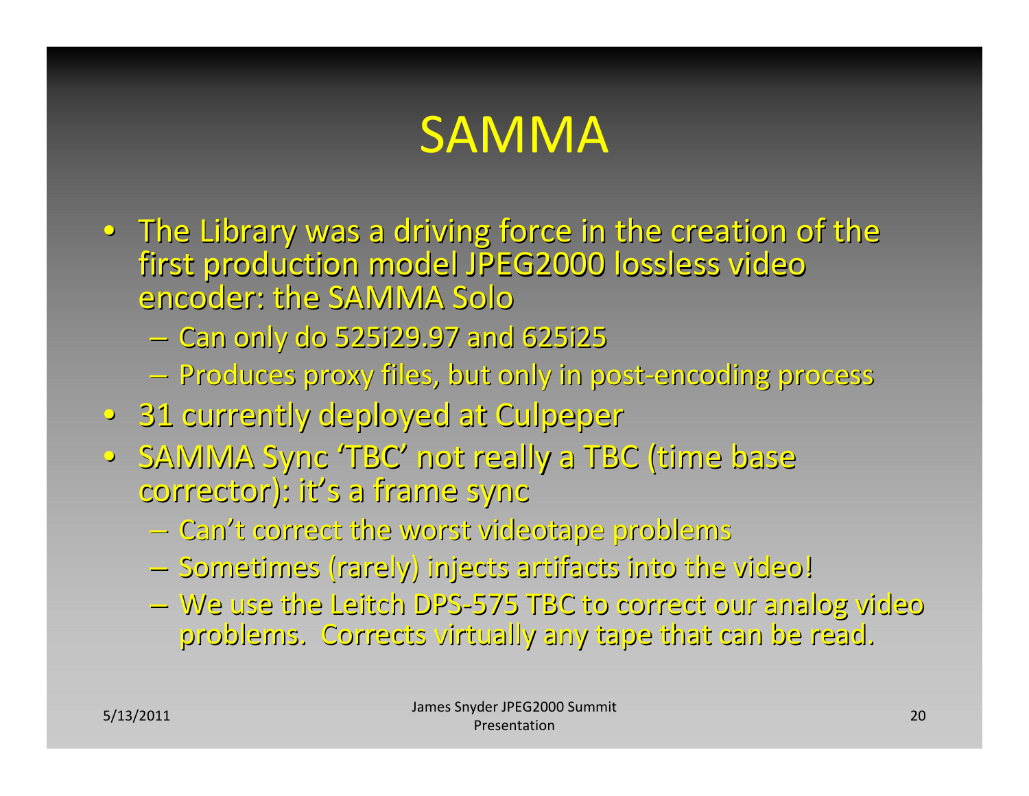# SAMMA

- The Library was a driving force in the creation of the first production model JPEG2000 lossless video encoder: the SAMMA Solo
  - Can only do 525i29.97 and 625i25
  - Produces proxy files, but only in post-encoding process
- 31 currently deployed at Culpeper
- SAMMA Sync 'TBC' not really a TBC (time base corrector): it's a frame sync
  - Can't correct the worst videotape problems
  - Sometimes (rarely) injects artifacts into the video!
  - We use the Leitch DPS-575 TBC to correct our analog video problems. Corrects virtually any tape that can be read.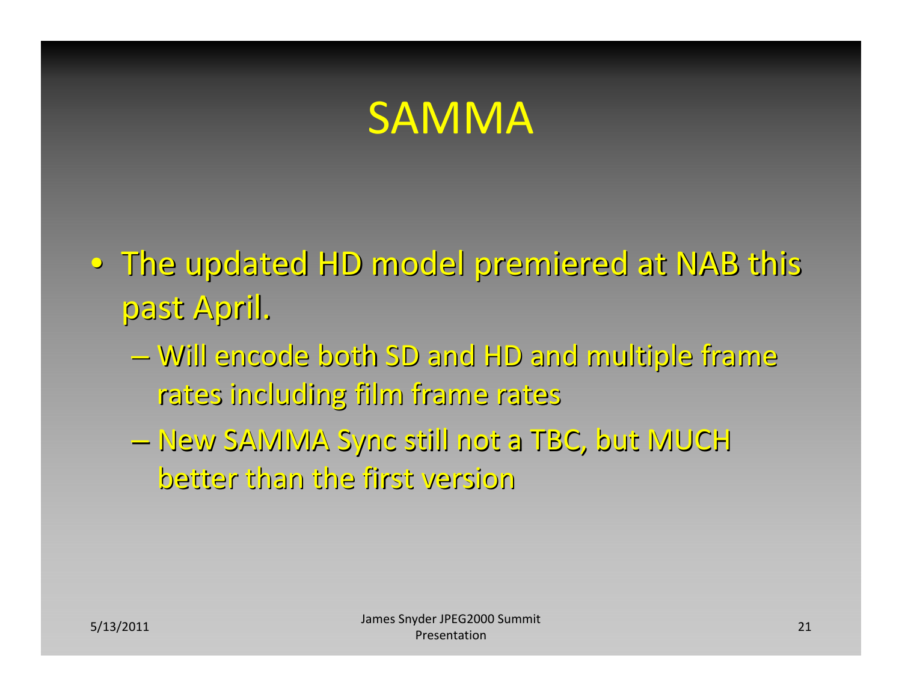# SAMMA

- The updated HD model premiered at NAB this past April.
  - Will encode both SD and HD and multiple frame rates including film frame rates
  - New SAMMA Sync still not a TBC, but MUCH better than the first version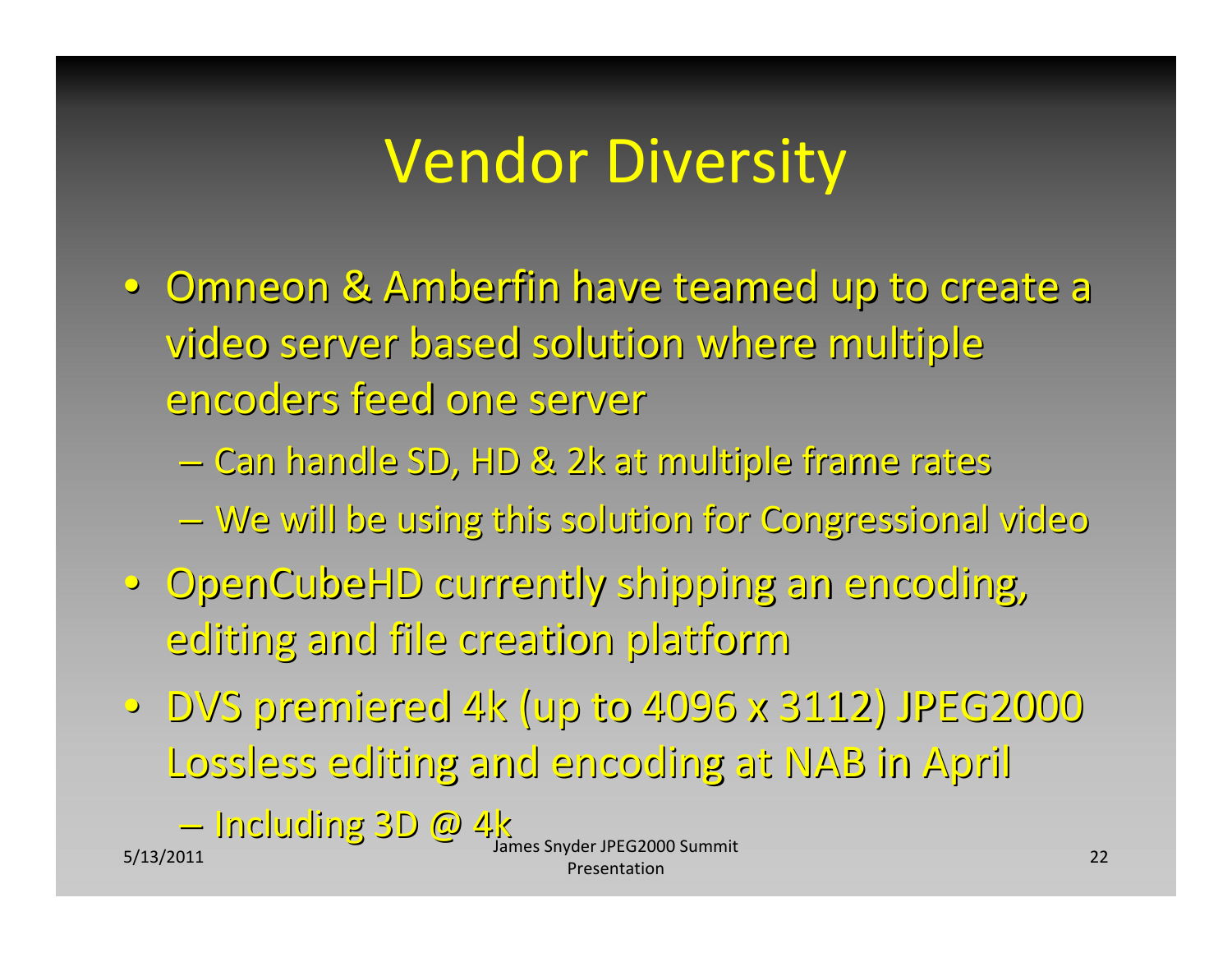# Vendor Diversity

- Omneon & Amberfin have teamed up to create a video server based solution where multiple encoders feed one server
  - Can handle SD, HD & 2k at multiple frame rates
  - We will be using this solution for Congressional video
- OpenCubeHD currently shipping an encoding, editing and file creation platform
- DVS premiered 4k (up to 4096 x 3112) JPEG2000 Lossless editing and encoding at NAB in April
  - Including 3D @ 4k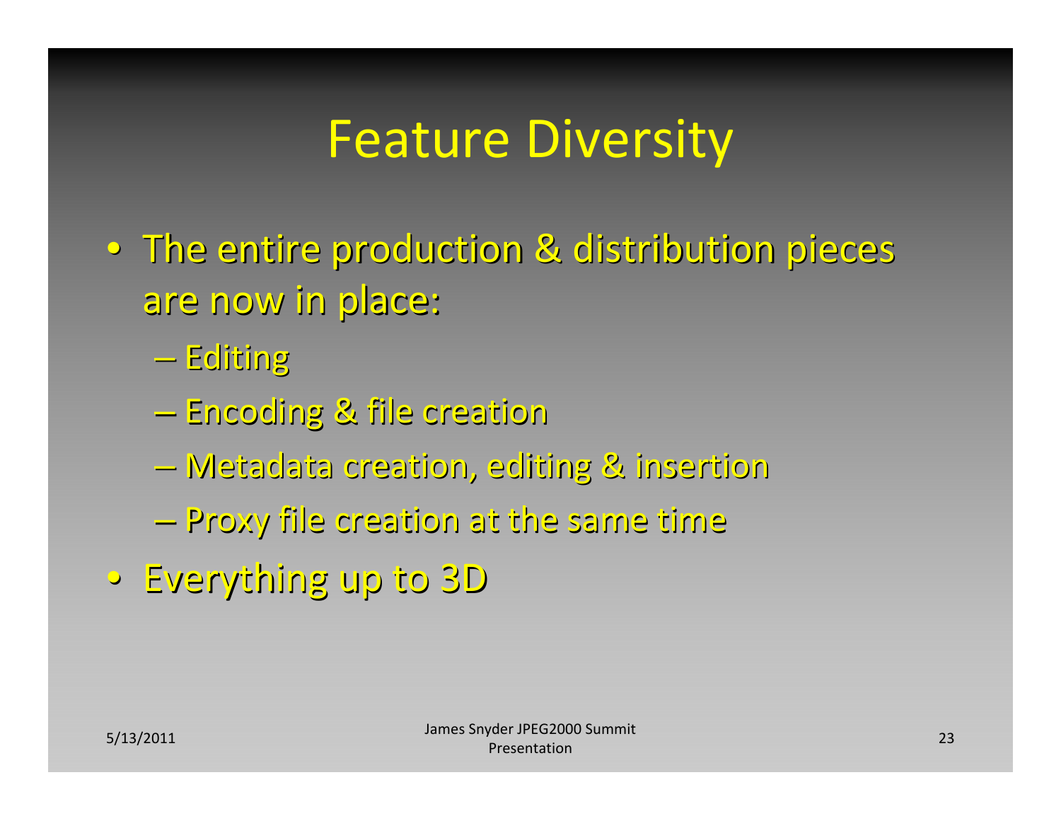# Feature Diversity

- The entire production & distribution pieces are now in place:
  - Editing
  - Encoding & file creation
  - Metadata creation, editing & insertion
  - Proxy file creation at the same time
- Everything up to 3D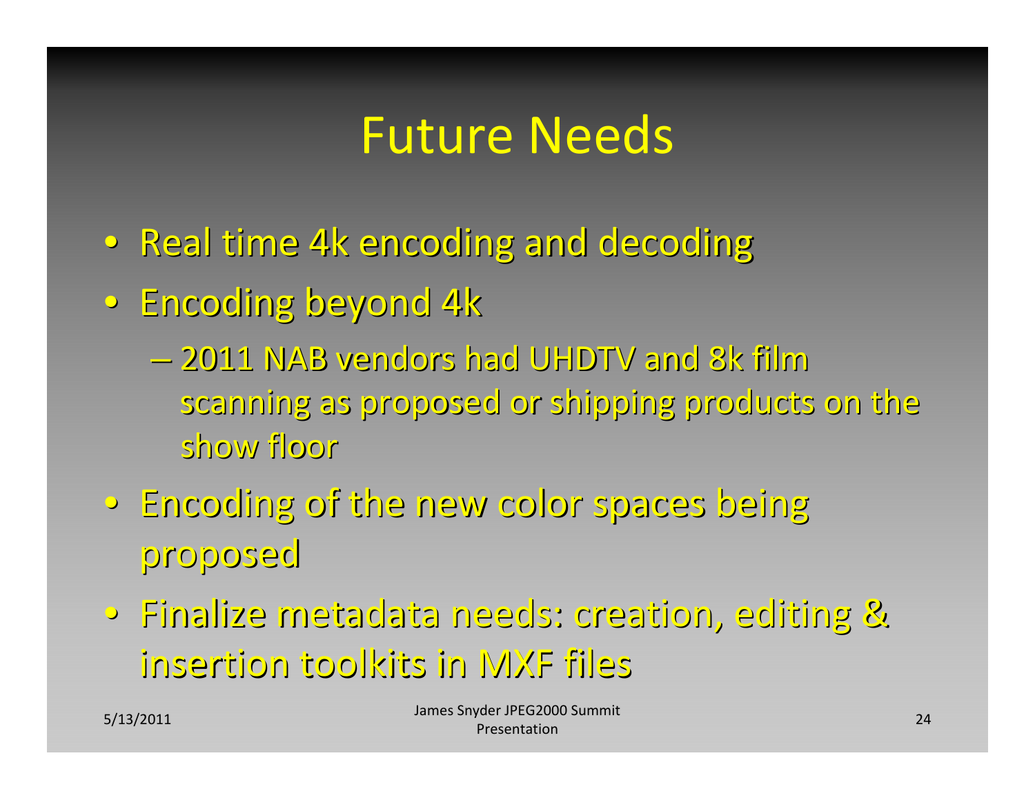# Future Needs

- Real time 4k encoding and decoding
- Encoding beyond 4k
  - 2011 NAB vendors had UHDTV and 8k film scanning as proposed or shipping products on the show floor
- Encoding of the new color spaces being proposed
- Finalize metadata needs: creation, editing & insertion toolkits in MXF files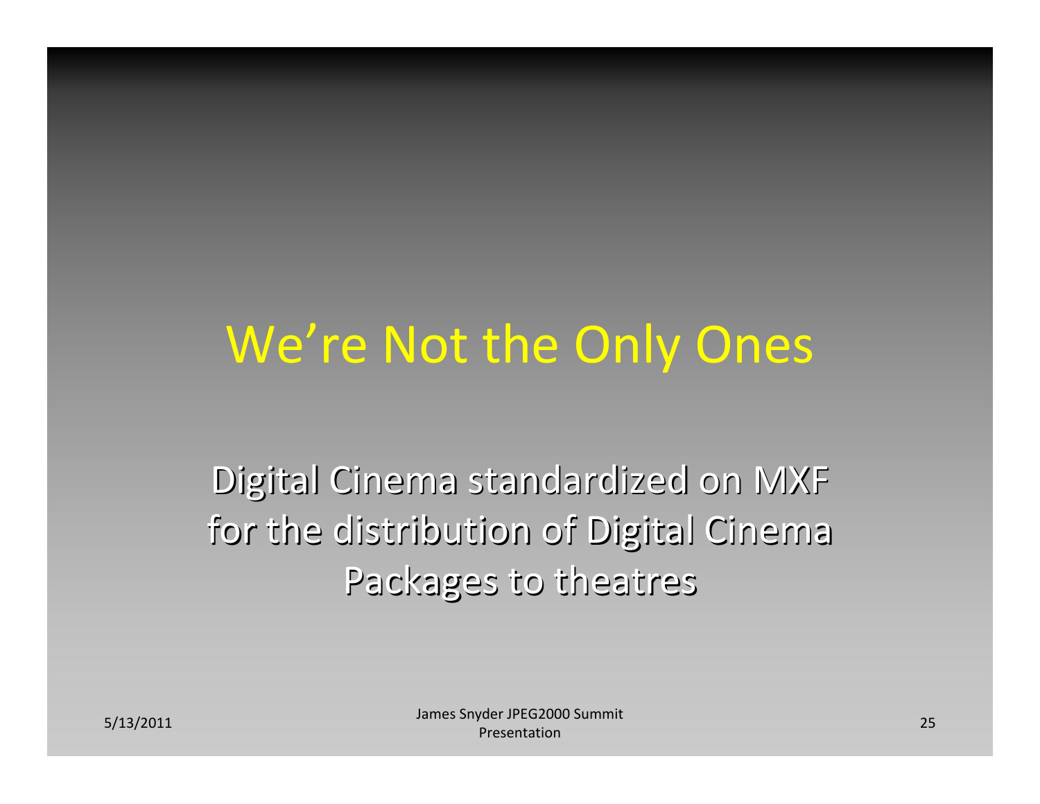# We're Not the Only Ones

Digital Cinema standardized on MXF for the distribution of Digital Cinema Packages to theatres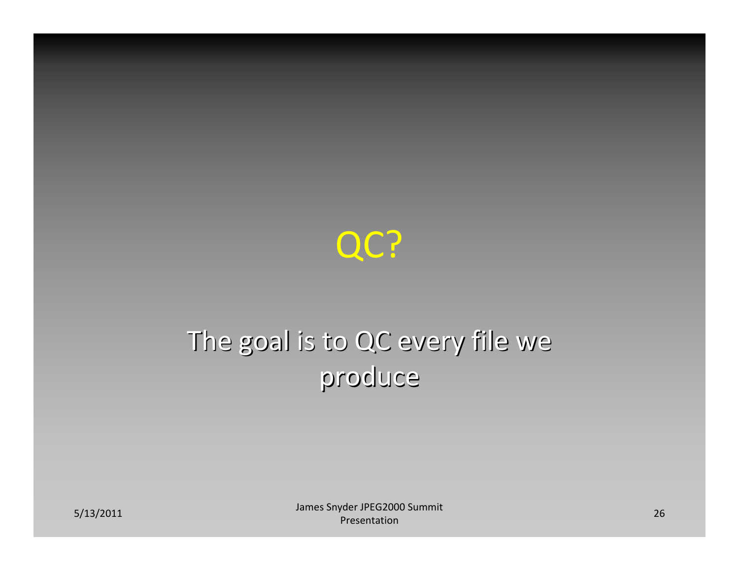# QC?

The goal is to QC every file we produce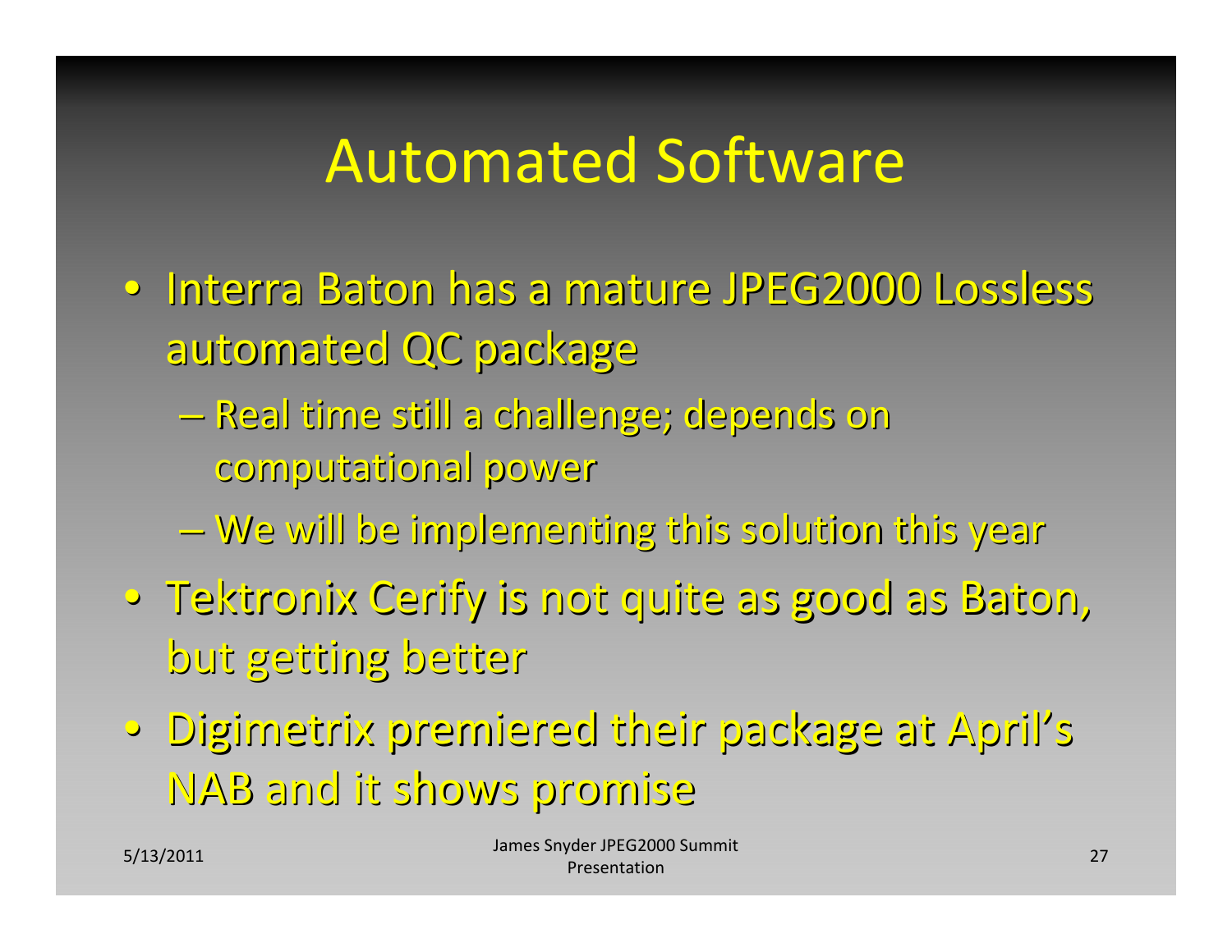# Automated Software

- Interra Baton has a mature JPEG2000 Lossless automated QC package
  - Real time still a challenge; depends on computational power
  - We will be implementing this solution this year
- Tektronix Cerify is not quite as good as Baton, but getting better
- Digimetrix premiered their package at April's NAB and it shows promise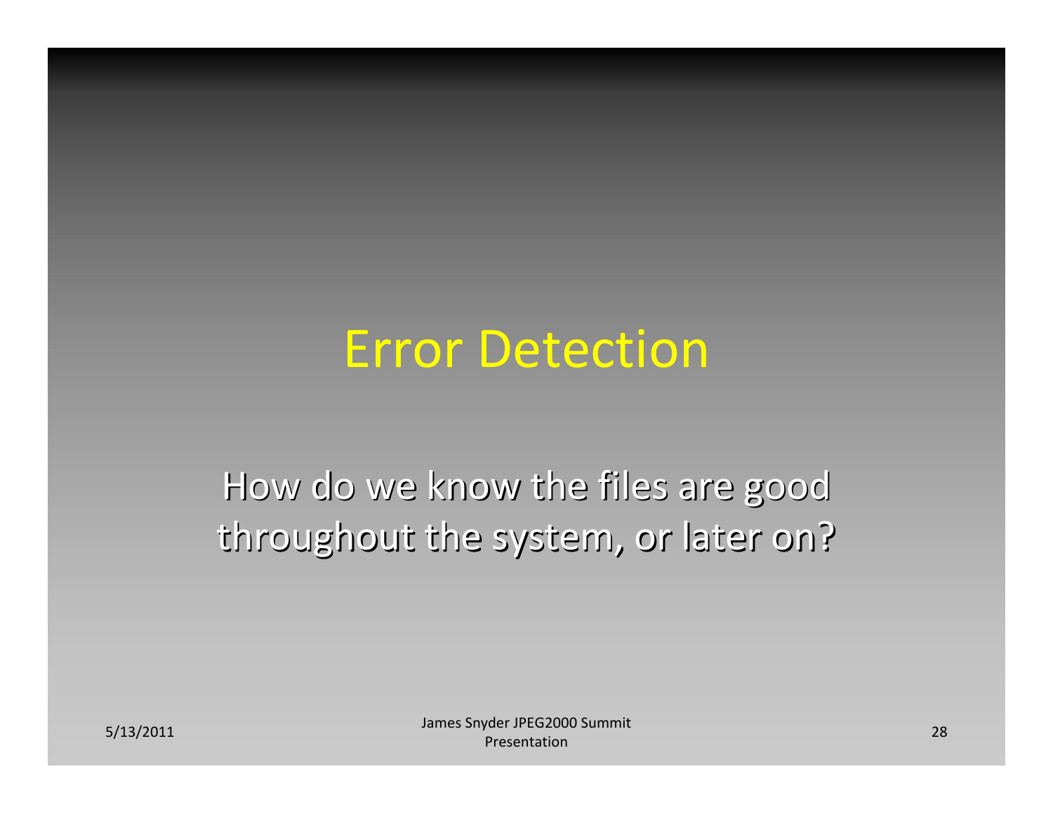# Error Detection

How do we know the files are good throughout the system, or later on?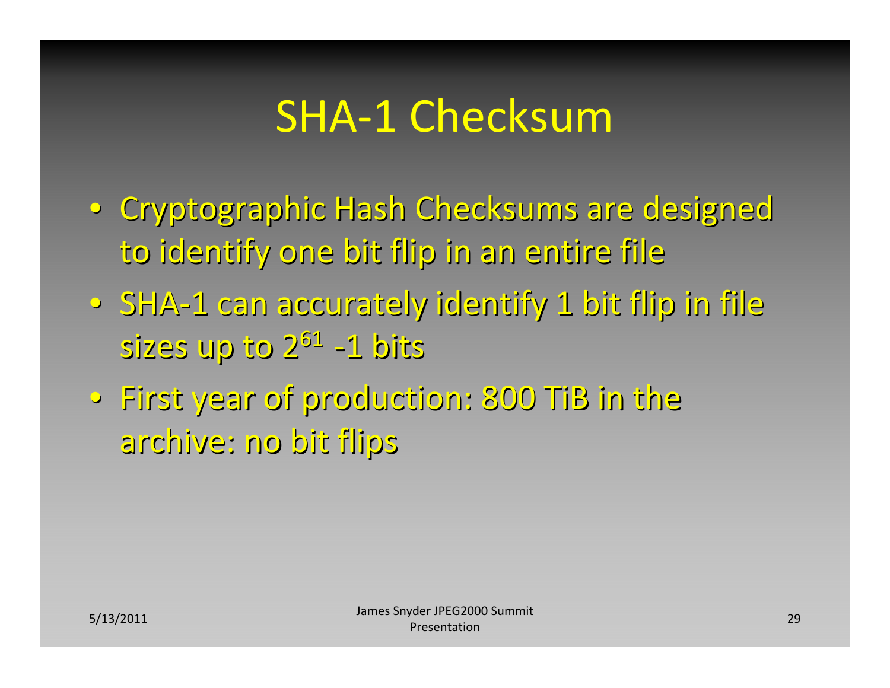# SHA-1 Checksum

- Cryptographic Hash Checksums are designed to identify one bit flip in an entire file
- SHA-1 can accurately identify 1 bit flip in file sizes up to $2^{61}$ -1 bits
- First year of production: 800 TiB in the archive: no bit flips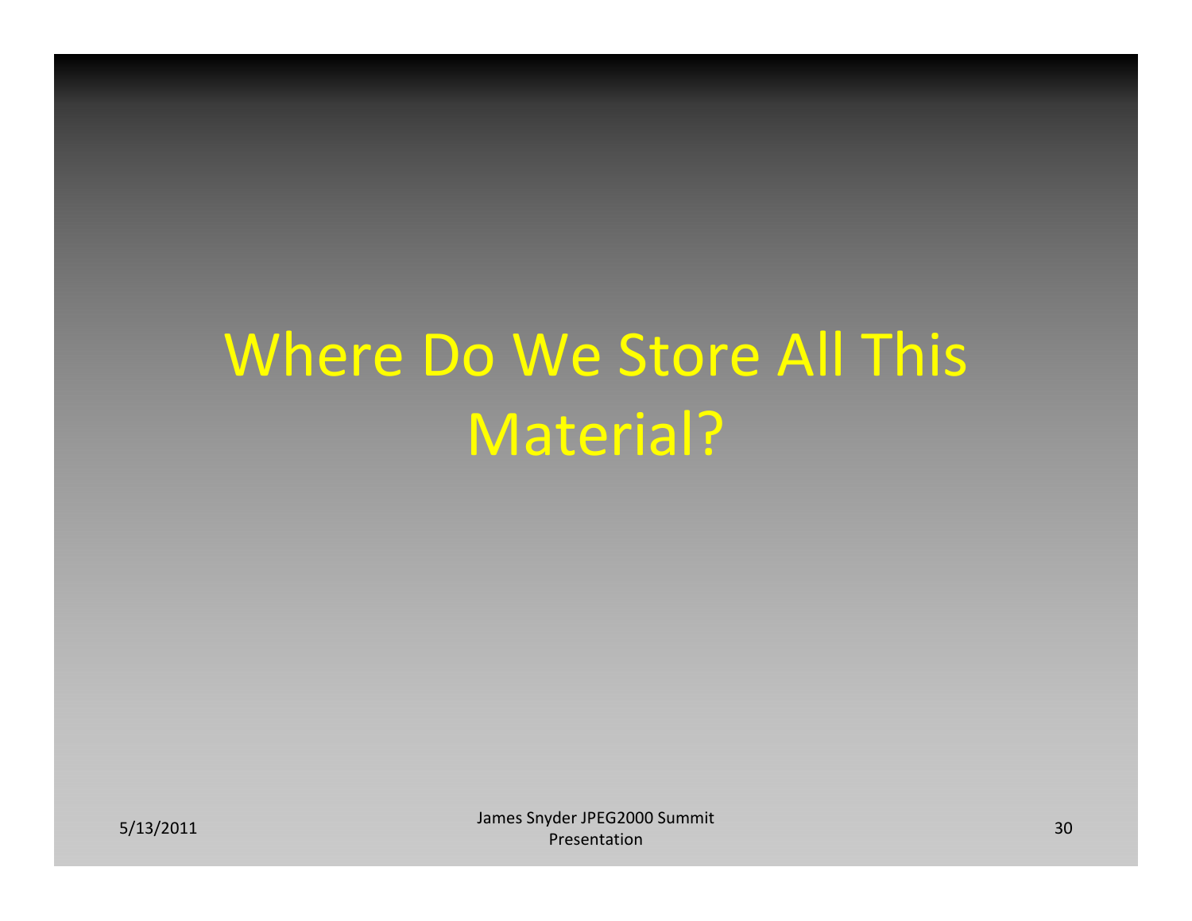# Where Do We Store All This Material?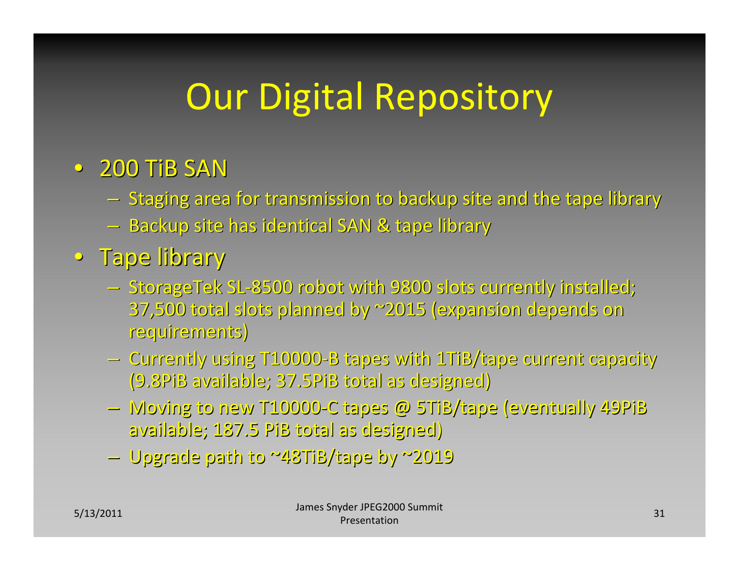# Our Digital Repository

- 200 TiB SAN
  - Staging area for transmission to backup site and the tape library
  - Backup site has identical SAN & tape library
- Tape library
  - StorageTek SL-8500 robot with 9800 slots currently installed; 37,500 total slots planned by ~2015 (expansion depends on requirements)
  - Currently using T10000-B tapes with 1TiB/tape current capacity (9.8PiB available; 37.5PiB total as designed)
  - Moving to new T10000-C tapes @ 5TiB/tape (eventually 49PiB available; 187.5 PiB total as designed)
  - Upgrade path to ~48TiB/tape by ~2019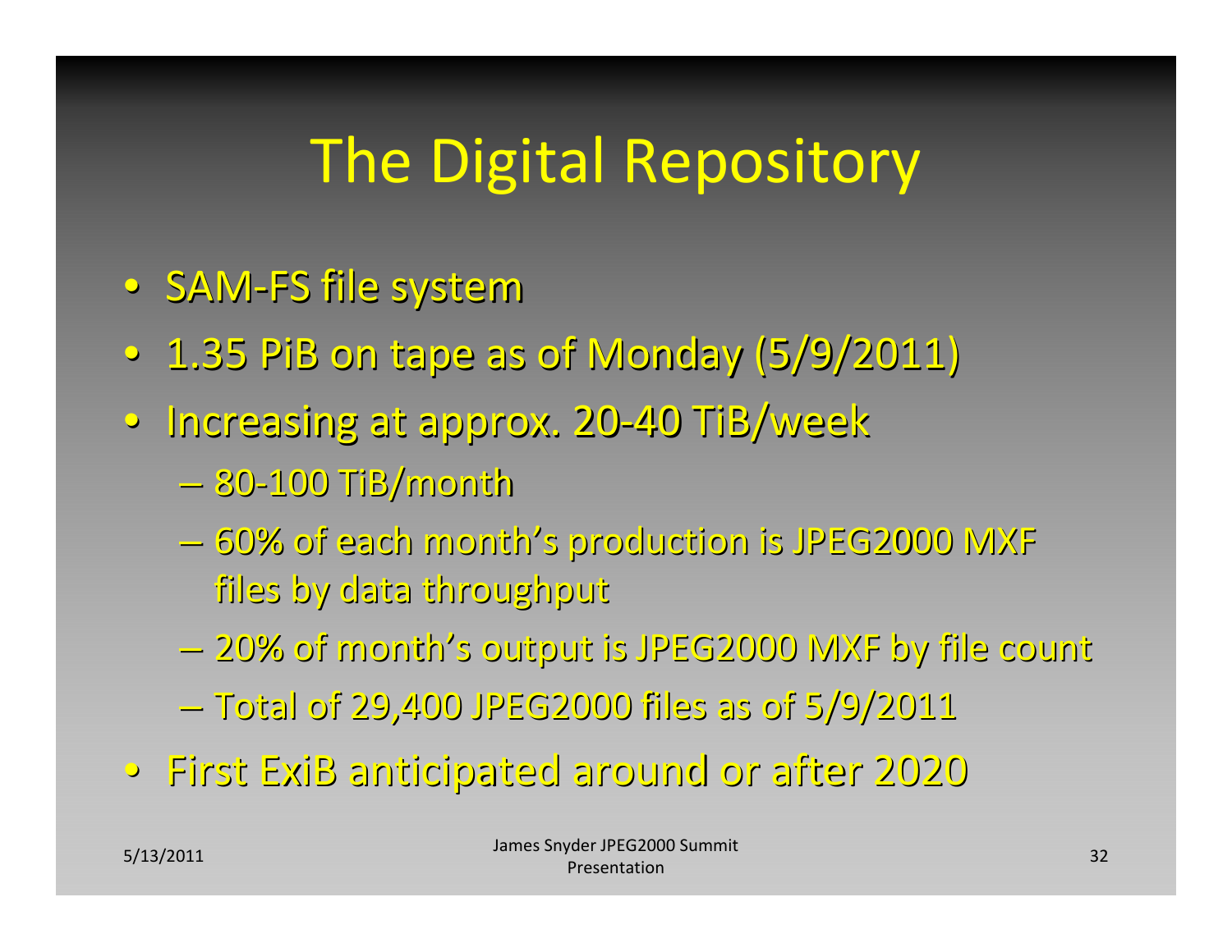# The Digital Repository

- SAM-FS file system
- 1.35 PiB on tape as of Monday (5/9/2011)
- Increasing at approx. 20-40 TiB/week
  - 80-100 TiB/month
  - 60% of each month's production is JPEG2000 MXF files by data throughput
  - 20% of month's output is JPEG2000 MXF by file count
  - Total of 29,400 JPEG2000 files as of 5/9/2011
- First ExiB anticipated around or after 2020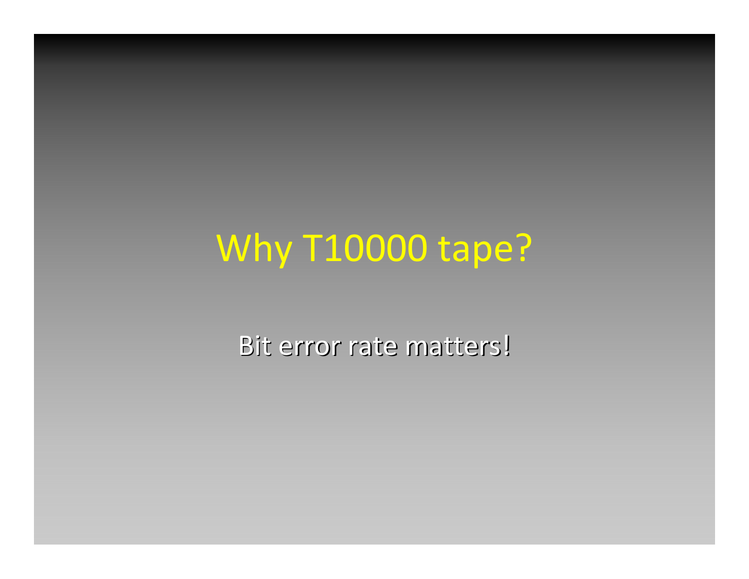# Why T10000 tape?

Bit error rate matters!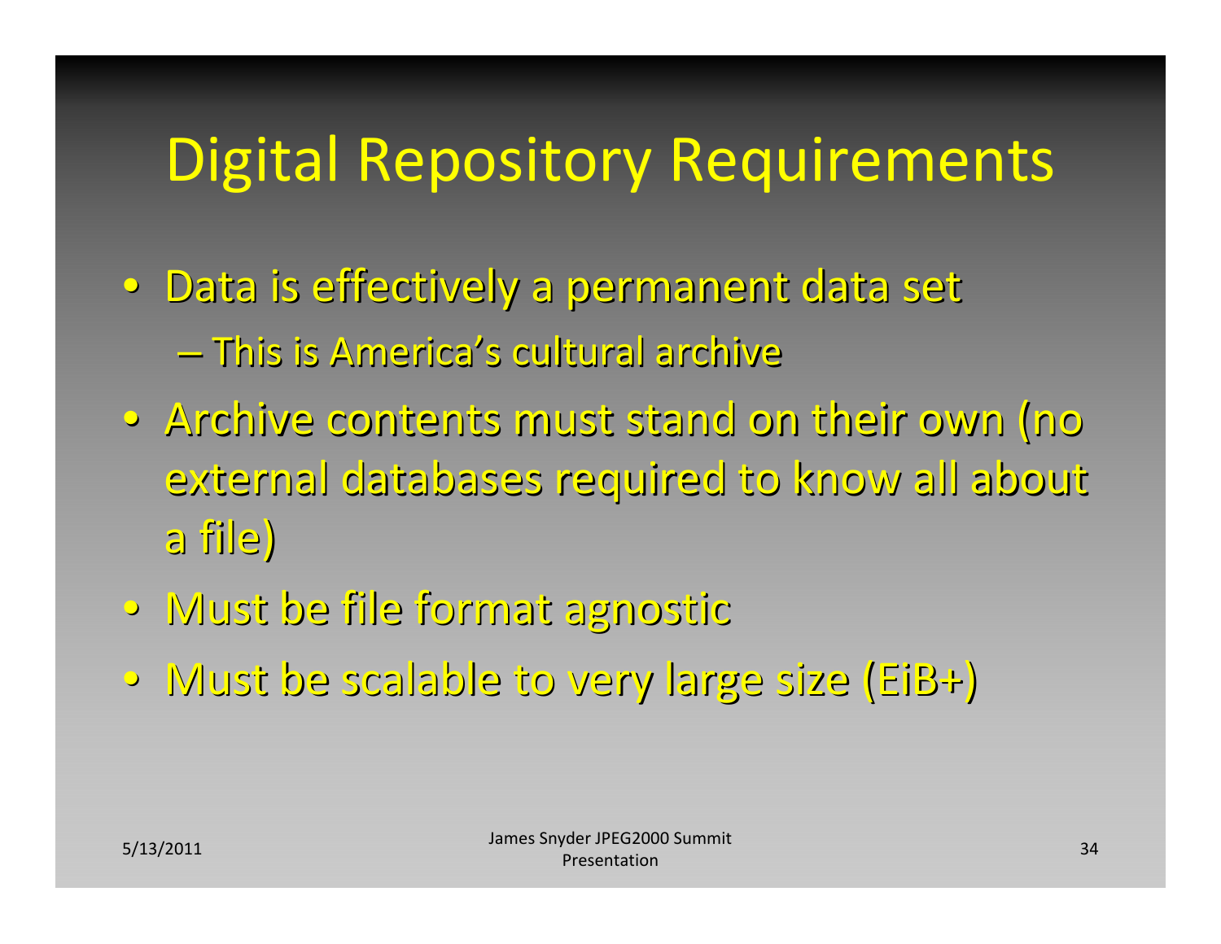# Digital Repository Requirements

- Data is effectively a permanent data set
  - This is America's cultural archive
- Archive contents must stand on their own (no external databases required to know all about a file)
- Must be file format agnostic
- Must be scalable to very large size (EiB+)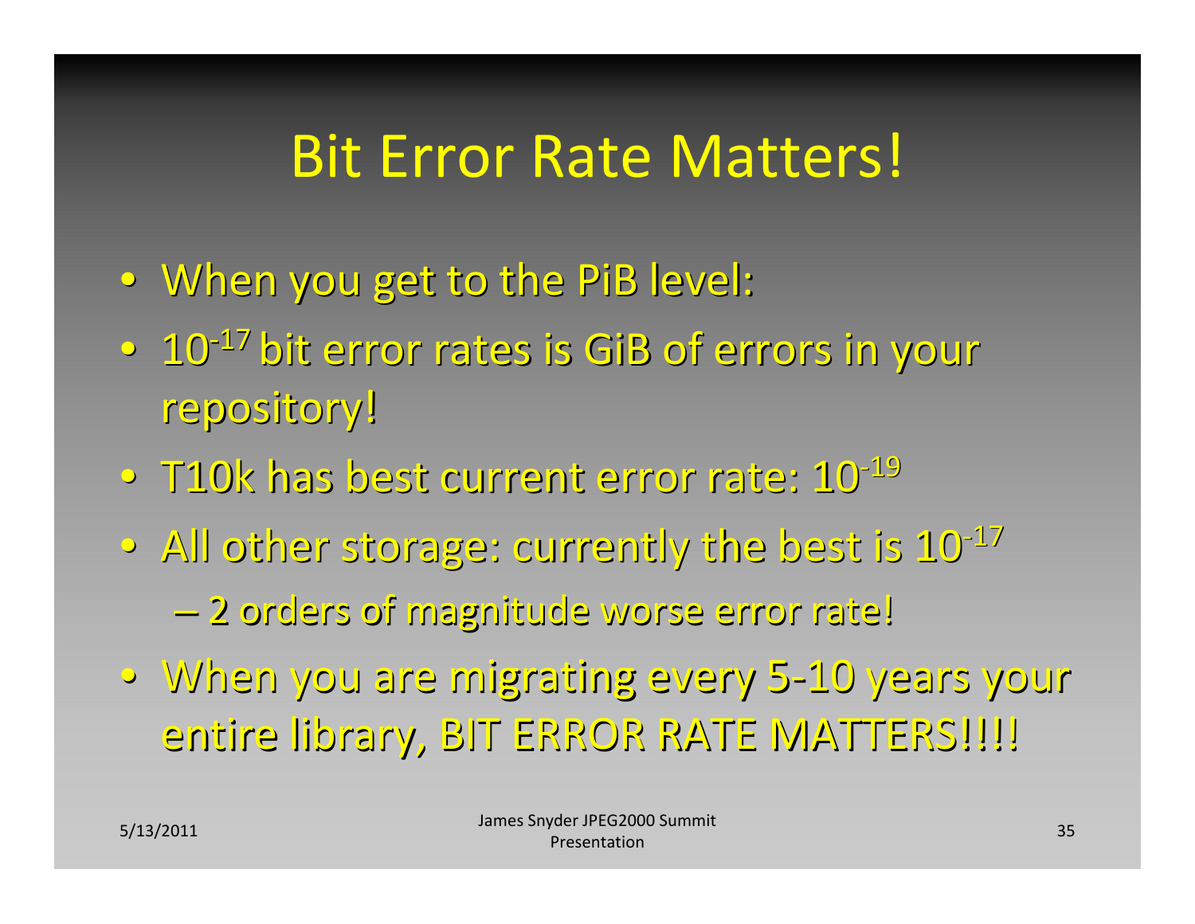# Bit Error Rate Matters!

- When you get to the PiB level:
- $10^{-17}$ bit error rates is GiB of errors in your repository!
- T10k has best current error rate: $10^{-19}$
- All other storage: currently the best is $10^{-17}$
  - 2 orders of magnitude worse error rate!
- When you are migrating every 5-10 years your entire library, BIT ERROR RATE MATTERS!!!!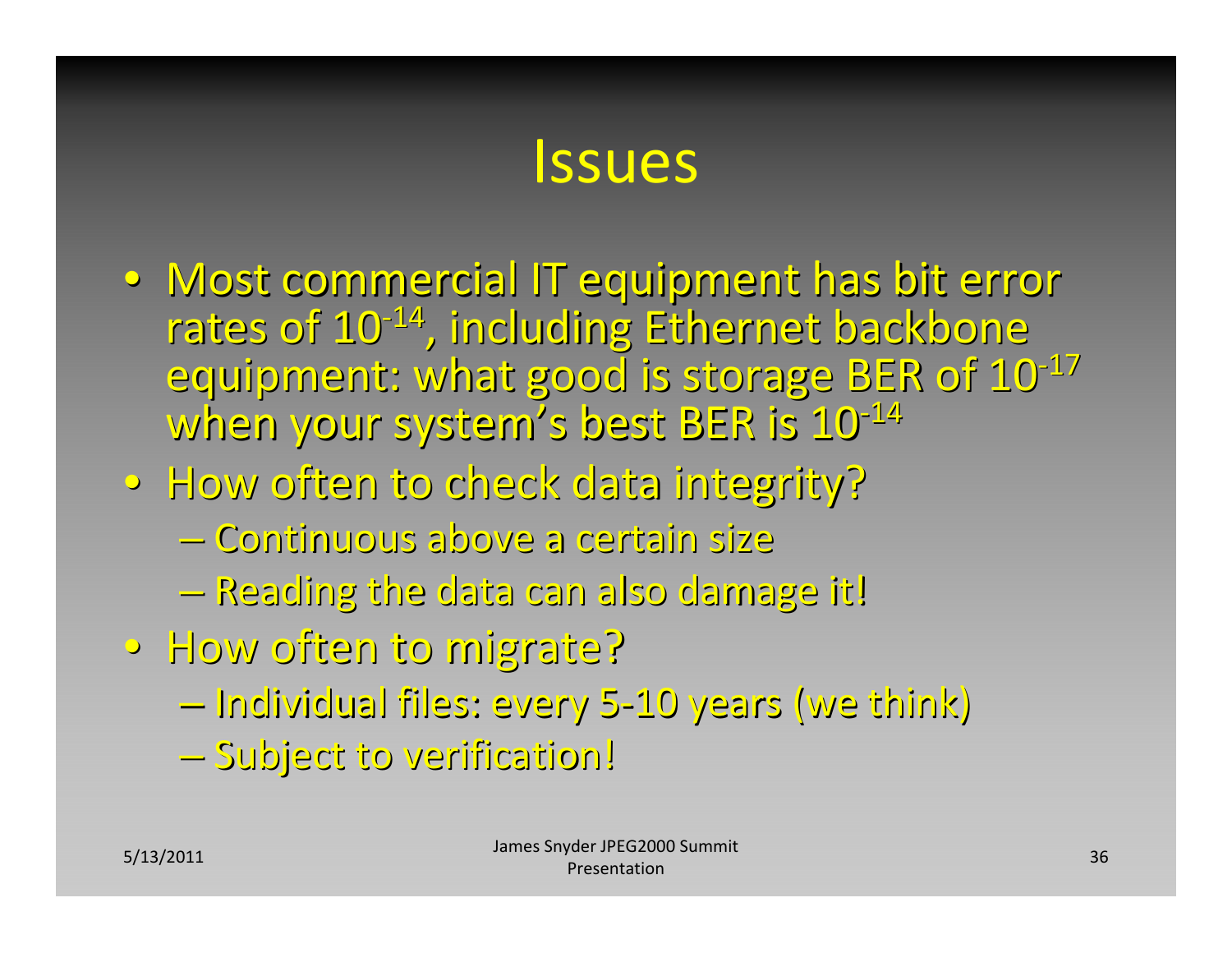# Issues

- Most commercial IT equipment has bit error rates of $10^{-14}$, including Ethernet backbone equipment: what good is storage BER of $10^{-17}$ when your system's best BER is $10^{-14}$
- How often to check data integrity?
  - Continuous above a certain size
  - Reading the data can also damage it!
- How often to migrate?
  - Individual files: every 5-10 years (we think)
  - Subject to verification!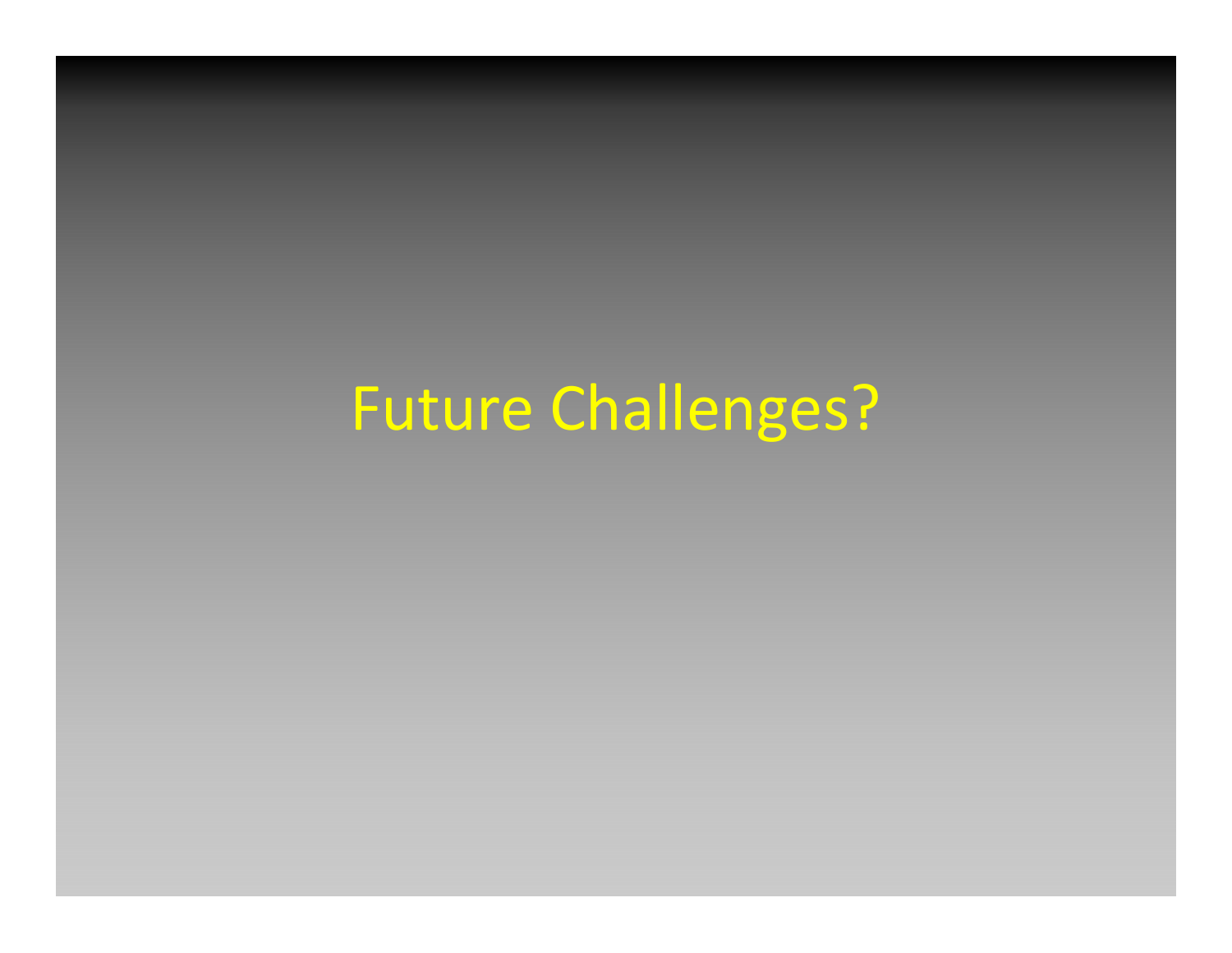# Future Challenges?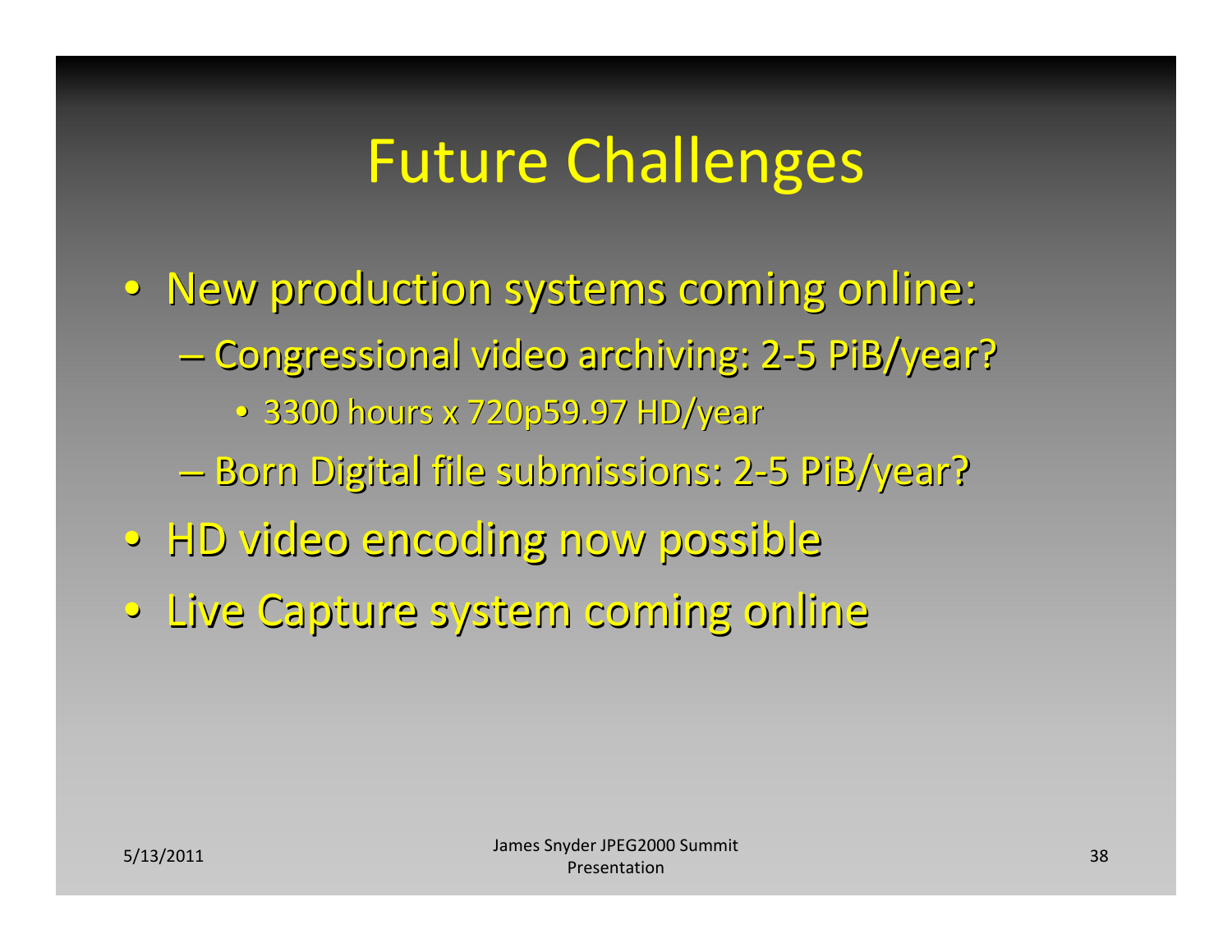# Future Challenges

- New production systems coming online:
  - Congressional video archiving: 2-5 PiB/year?
    - 3300 hours x 720p59.97 HD/year
  - Born Digital file submissions: 2-5 PiB/year?
- HD video encoding now possible
- Live Capture system coming online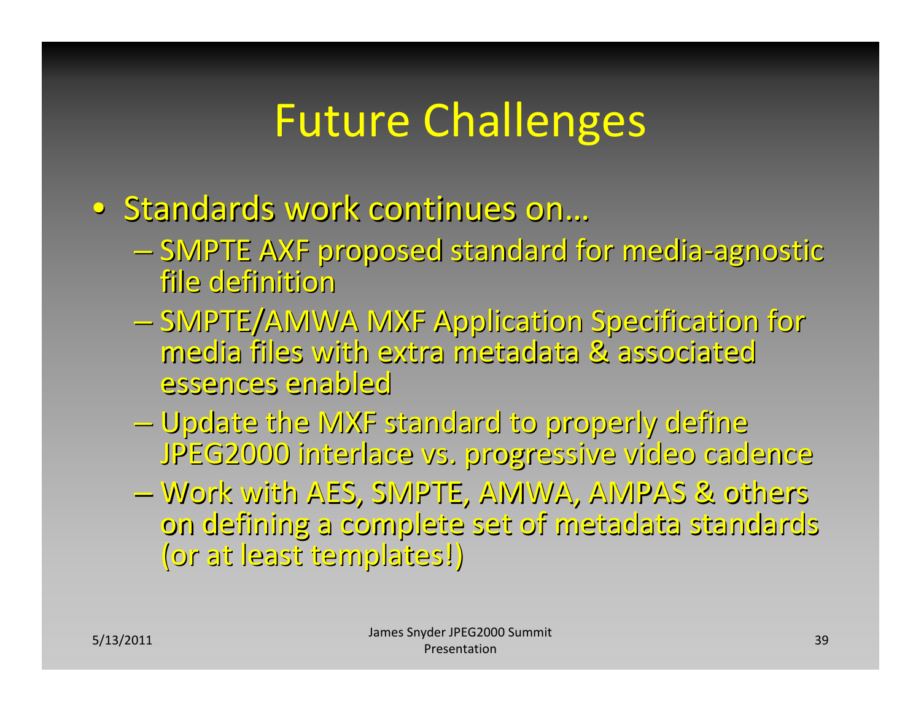# Future Challenges

- Standards work continues on…
  - SMPTE AXF proposed standard for media-agnostic file definition
  - SMPTE/AMWA MXF Application Specification for media files with extra metadata & associated essences enabled
  - Update the MXF standard to properly define JPEG2000 interlace vs. progressive video cadence
  - Work with AES, SMPTE, AMWA, AMPAS & others on defining a complete set of metadata standards (or at least templates!)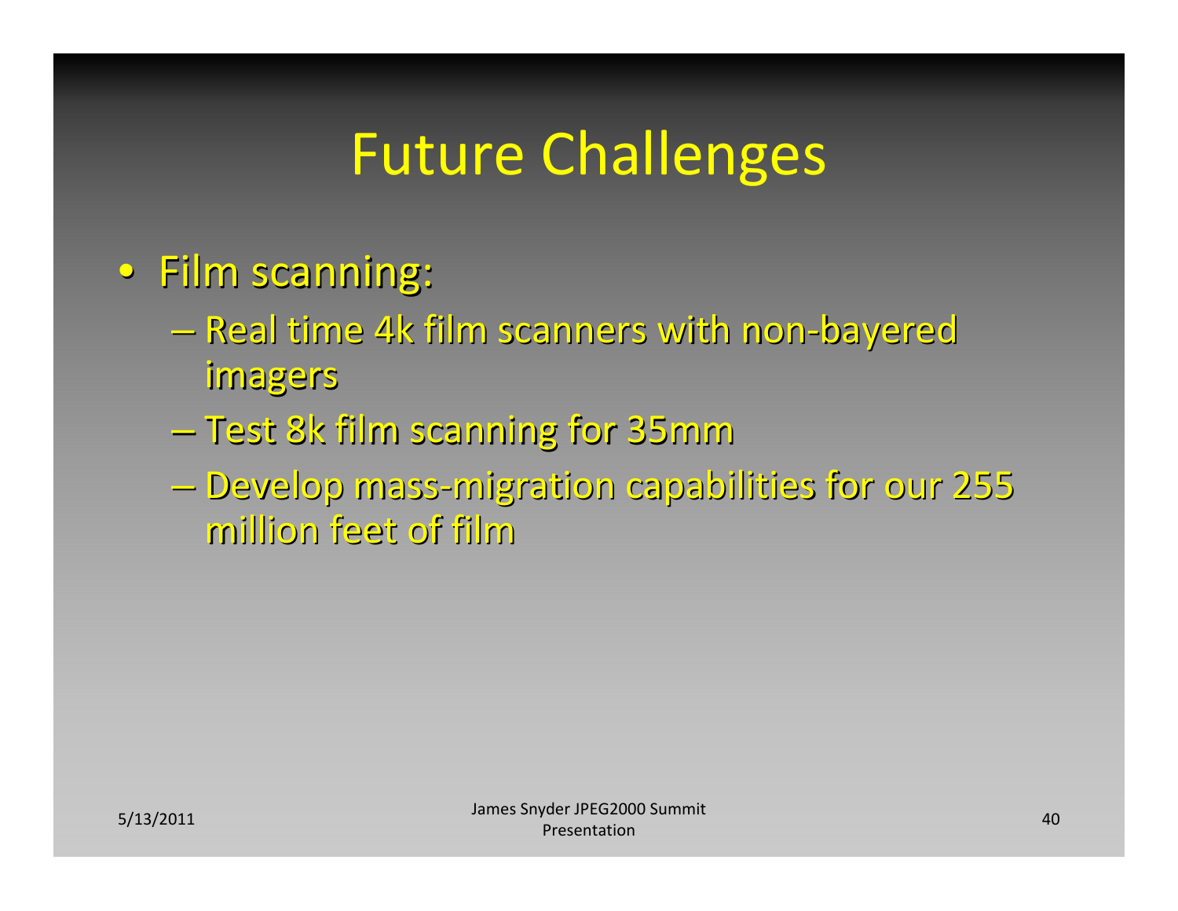# Future Challenges

- Film scanning:
  - Real time 4k film scanners with non-bayered imagers
  - Test 8k film scanning for 35mm
  - Develop mass-migration capabilities for our 255 million feet of film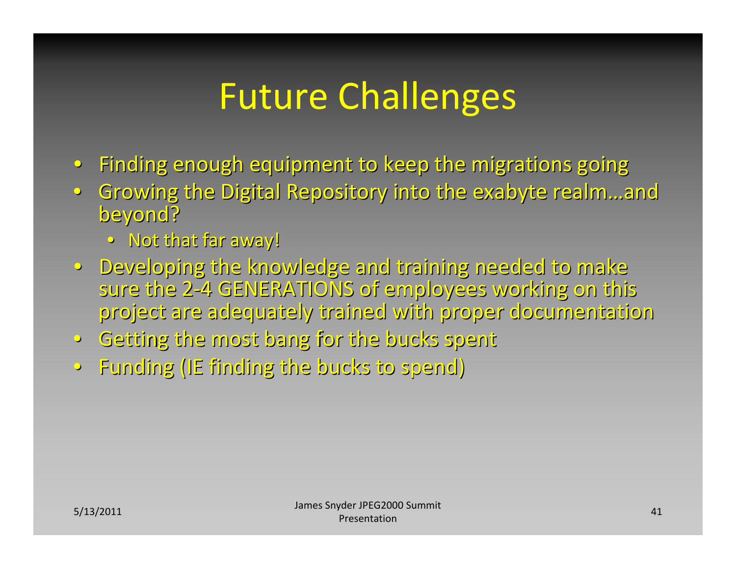# Future Challenges

- Finding enough equipment to keep the migrations going
- Growing the Digital Repository into the exabyte realm…and beyond?
  - Not that far away!
- Developing the knowledge and training needed to make sure the 2-4 GENERATIONS of employees working on this project are adequately trained with proper documentation
- Getting the most bang for the bucks spent
- Funding (IE finding the bucks to spend)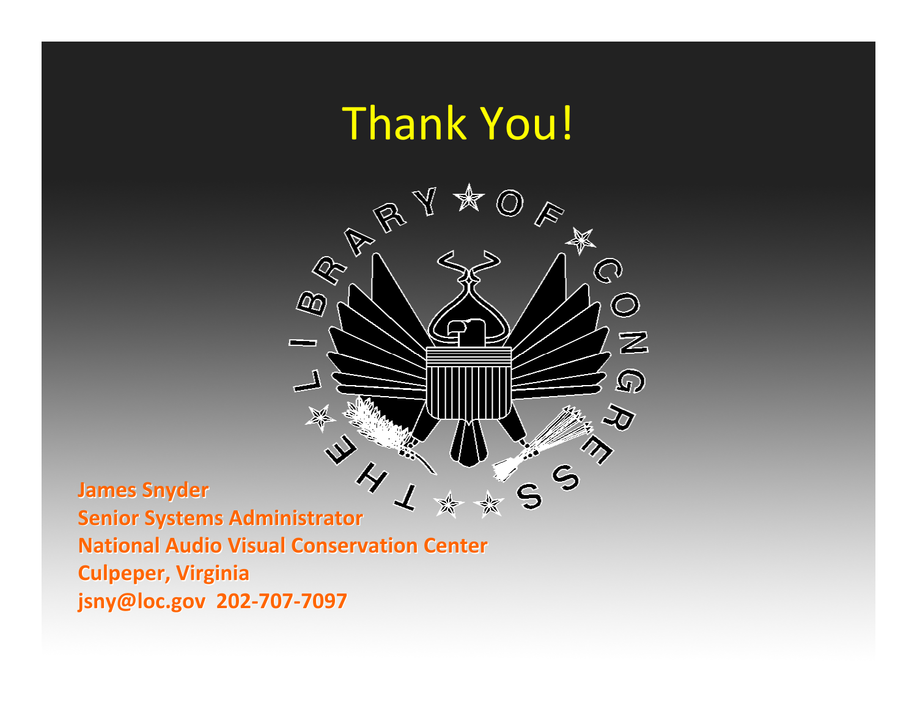# Thank You!

**James Snyder**
**Senior Systems Administrator**
**National Audio Visual Conservation Center**
**Culpeper, Virginia**
**jsny@loc.gov 202-707-7097**